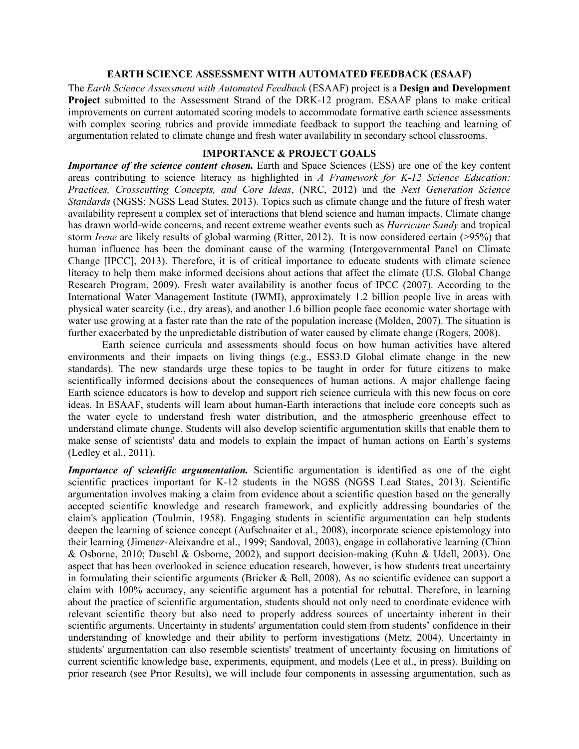## EARTH SCIENCE ASSESSMENT WITH AUTOMATED FEEDBACK (ESAAF)

The *Earth Science Assessment with Automated Feedback* (ESAAF) project is a **Design and Development Project** submitted to the Assessment Strand of the DRK-12 program. ESAAF plans to make critical improvements on current automated scoring models to accommodate formative earth science assessments with complex scoring rubrics and provide immediate feedback to support the teaching and learning of argumentation related to climate change and fresh water availability in secondary school classrooms.

## IMPORTANCE & PROJECT GOALS

***Importance of the science content chosen.*** Earth and Space Sciences (ESS) are one of the key content areas contributing to science literacy as highlighted in *A Framework for K-12 Science Education: Practices, Crosscutting Concepts, and Core Ideas*, (NRC, 2012) and the *Next Generation Science Standards* (NGSS; NGSS Lead States, 2013). Topics such as climate change and the future of fresh water availability represent a complex set of interactions that blend science and human impacts. Climate change has drawn world-wide concerns, and recent extreme weather events such as *Hurricane Sandy* and tropical storm *Irene* are likely results of global warming (Ritter, 2012). It is now considered certain (>95%) that human influence has been the dominant cause of the warming (Intergovernmental Panel on Climate Change [IPCC], 2013). Therefore, it is of critical importance to educate students with climate science literacy to help them make informed decisions about actions that affect the climate (U.S. Global Change Research Program, 2009). Fresh water availability is another focus of IPCC (2007). According to the International Water Management Institute (IWMI), approximately 1.2 billion people live in areas with physical water scarcity (i.e., dry areas), and another 1.6 billion people face economic water shortage with water use growing at a faster rate than the rate of the population increase (Molden, 2007). The situation is further exacerbated by the unpredictable distribution of water caused by climate change (Rogers, 2008).

Earth science curricula and assessments should focus on how human activities have altered environments and their impacts on living things (e.g., ESS3.D Global climate change in the new standards). The new standards urge these topics to be taught in order for future citizens to make scientifically informed decisions about the consequences of human actions. A major challenge facing Earth science educators is how to develop and support rich science curricula with this new focus on core ideas. In ESAAF, students will learn about human-Earth interactions that include core concepts such as the water cycle to understand fresh water distribution, and the atmospheric greenhouse effect to understand climate change. Students will also develop scientific argumentation skills that enable them to make sense of scientists' data and models to explain the impact of human actions on Earth's systems (Ledley et al., 2011).

***Importance of scientific argumentation.*** Scientific argumentation is identified as one of the eight scientific practices important for K-12 students in the NGSS (NGSS Lead States, 2013). Scientific argumentation involves making a claim from evidence about a scientific question based on the generally accepted scientific knowledge and research framework, and explicitly addressing boundaries of the claim's application (Toulmin, 1958). Engaging students in scientific argumentation can help students deepen the learning of science concept (Aufschnaiter et al., 2008), incorporate science epistemology into their learning (Jimenez-Aleixandre et al., 1999; Sandoval, 2003), engage in collaborative learning (Chinn & Osborne, 2010; Duschl & Osborne, 2002), and support decision-making (Kuhn & Udell, 2003). One aspect that has been overlooked in science education research, however, is how students treat uncertainty in formulating their scientific arguments (Bricker & Bell, 2008). As no scientific evidence can support a claim with 100% accuracy, any scientific argument has a potential for rebuttal. Therefore, in learning about the practice of scientific argumentation, students should not only need to coordinate evidence with relevant scientific theory but also need to properly address sources of uncertainty inherent in their scientific arguments. Uncertainty in students' argumentation could stem from students' confidence in their understanding of knowledge and their ability to perform investigations (Metz, 2004). Uncertainty in students' argumentation can also resemble scientists' treatment of uncertainty focusing on limitations of current scientific knowledge base, experiments, equipment, and models (Lee et al., in press). Building on prior research (see Prior Results), we will include four components in assessing argumentation, such as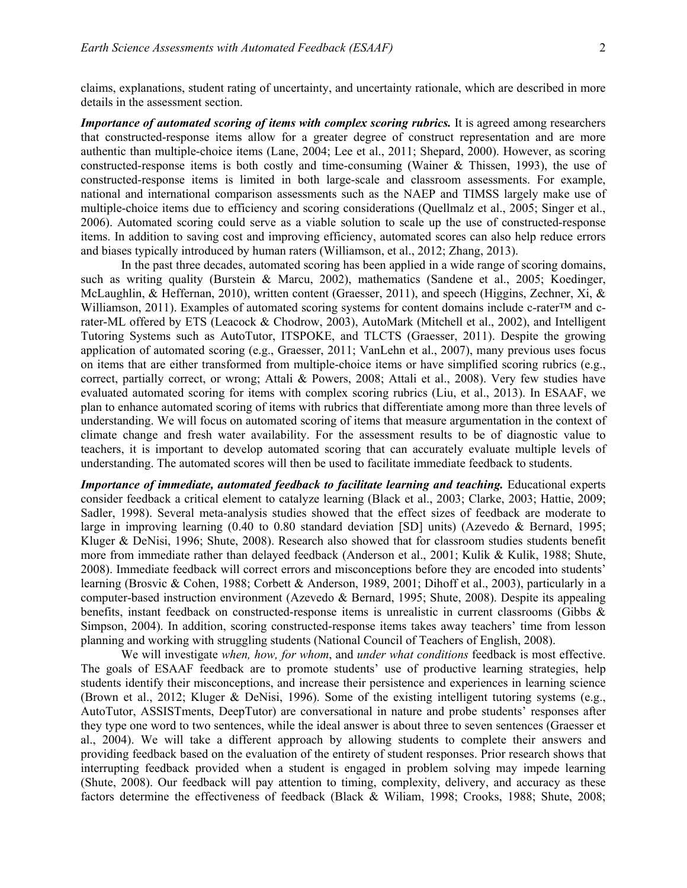claims, explanations, student rating of uncertainty, and uncertainty rationale, which are described in more details in the assessment section.

***Importance of automated scoring of items with complex scoring rubrics.*** It is agreed among researchers that constructed-response items allow for a greater degree of construct representation and are more authentic than multiple-choice items (Lane, 2004; Lee et al., 2011; Shepard, 2000). However, as scoring constructed-response items is both costly and time-consuming (Wainer & Thissen, 1993), the use of constructed-response items is limited in both large-scale and classroom assessments. For example, national and international comparison assessments such as the NAEP and TIMSS largely make use of multiple-choice items due to efficiency and scoring considerations (Quellmalz et al., 2005; Singer et al., 2006). Automated scoring could serve as a viable solution to scale up the use of constructed-response items. In addition to saving cost and improving efficiency, automated scores can also help reduce errors and biases typically introduced by human raters (Williamson, et al., 2012; Zhang, 2013).

In the past three decades, automated scoring has been applied in a wide range of scoring domains, such as writing quality (Burstein & Marcu, 2002), mathematics (Sandene et al., 2005; Koedinger, McLaughlin, & Heffernan, 2010), written content (Graesser, 2011), and speech (Higgins, Zechner, Xi, & Williamson, 2011). Examples of automated scoring systems for content domains include c-rater™ and c-rater-ML offered by ETS (Leacock & Chodrow, 2003), AutoMark (Mitchell et al., 2002), and Intelligent Tutoring Systems such as AutoTutor, ITSPOKE, and TLCTS (Graesser, 2011). Despite the growing application of automated scoring (e.g., Graesser, 2011; VanLehn et al., 2007), many previous uses focus on items that are either transformed from multiple-choice items or have simplified scoring rubrics (e.g., correct, partially correct, or wrong; Attali & Powers, 2008; Attali et al., 2008). Very few studies have evaluated automated scoring for items with complex scoring rubrics (Liu, et al., 2013). In ESAAF, we plan to enhance automated scoring of items with rubrics that differentiate among more than three levels of understanding. We will focus on automated scoring of items that measure argumentation in the context of climate change and fresh water availability. For the assessment results to be of diagnostic value to teachers, it is important to develop automated scoring that can accurately evaluate multiple levels of understanding. The automated scores will then be used to facilitate immediate feedback to students.

***Importance of immediate, automated feedback to facilitate learning and teaching.*** Educational experts consider feedback a critical element to catalyze learning (Black et al., 2003; Clarke, 2003; Hattie, 2009; Sadler, 1998). Several meta-analysis studies showed that the effect sizes of feedback are moderate to large in improving learning (0.40 to 0.80 standard deviation [SD] units) (Azevedo & Bernard, 1995; Kluger & DeNisi, 1996; Shute, 2008). Research also showed that for classroom studies students benefit more from immediate rather than delayed feedback (Anderson et al., 2001; Kulik & Kulik, 1988; Shute, 2008). Immediate feedback will correct errors and misconceptions before they are encoded into students' learning (Brosvic & Cohen, 1988; Corbett & Anderson, 1989, 2001; Dihoff et al., 2003), particularly in a computer-based instruction environment (Azevedo & Bernard, 1995; Shute, 2008). Despite its appealing benefits, instant feedback on constructed-response items is unrealistic in current classrooms (Gibbs & Simpson, 2004). In addition, scoring constructed-response items takes away teachers' time from lesson planning and working with struggling students (National Council of Teachers of English, 2008).

We will investigate *when, how, for whom*, and *under what conditions* feedback is most effective. The goals of ESAAF feedback are to promote students' use of productive learning strategies, help students identify their misconceptions, and increase their persistence and experiences in learning science (Brown et al., 2012; Kluger & DeNisi, 1996). Some of the existing intelligent tutoring systems (e.g., AutoTutor, ASSISTments, DeepTutor) are conversational in nature and probe students' responses after they type one word to two sentences, while the ideal answer is about three to seven sentences (Graesser et al., 2004). We will take a different approach by allowing students to complete their answers and providing feedback based on the evaluation of the entirety of student responses. Prior research shows that interrupting feedback provided when a student is engaged in problem solving may impede learning (Shute, 2008). Our feedback will pay attention to timing, complexity, delivery, and accuracy as these factors determine the effectiveness of feedback (Black & Wiliam, 1998; Crooks, 1988; Shute, 2008;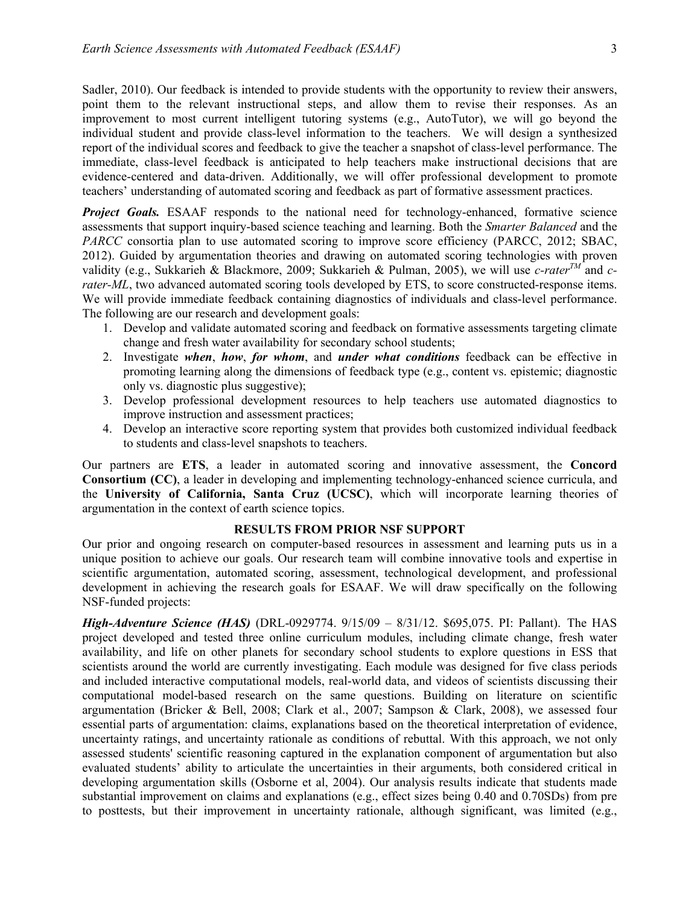Sadler, 2010). Our feedback is intended to provide students with the opportunity to review their answers, point them to the relevant instructional steps, and allow them to revise their responses. As an improvement to most current intelligent tutoring systems (e.g., AutoTutor), we will go beyond the individual student and provide class-level information to the teachers. We will design a synthesized report of the individual scores and feedback to give the teacher a snapshot of class-level performance. The immediate, class-level feedback is anticipated to help teachers make instructional decisions that are evidence-centered and data-driven. Additionally, we will offer professional development to promote teachers' understanding of automated scoring and feedback as part of formative assessment practices.

***Project Goals.*** ESAAF responds to the national need for technology-enhanced, formative science assessments that support inquiry-based science teaching and learning. Both the *Smarter Balanced* and the *PARCC* consortia plan to use automated scoring to improve score efficiency (PARCC, 2012; SBAC, 2012). Guided by argumentation theories and drawing on automated scoring technologies with proven validity (e.g., Sukkarieh & Blackmore, 2009; Sukkarieh & Pulman, 2005), we will use *c-rater*™ and *c-rater-ML*, two advanced automated scoring tools developed by ETS, to score constructed-response items. We will provide immediate feedback containing diagnostics of individuals and class-level performance. The following are our research and development goals:

1. Develop and validate automated scoring and feedback on formative assessments targeting climate change and fresh water availability for secondary school students;
2. Investigate ***when***, ***how***, ***for whom***, and ***under what conditions*** feedback can be effective in promoting learning along the dimensions of feedback type (e.g., content vs. epistemic; diagnostic only vs. diagnostic plus suggestive);
3. Develop professional development resources to help teachers use automated diagnostics to improve instruction and assessment practices;
4. Develop an interactive score reporting system that provides both customized individual feedback to students and class-level snapshots to teachers.

Our partners are **ETS**, a leader in automated scoring and innovative assessment, the **Concord Consortium (CC)**, a leader in developing and implementing technology-enhanced science curricula, and the **University of California, Santa Cruz (UCSC)**, which will incorporate learning theories of argumentation in the context of earth science topics.

## RESULTS FROM PRIOR NSF SUPPORT

Our prior and ongoing research on computer-based resources in assessment and learning puts us in a unique position to achieve our goals. Our research team will combine innovative tools and expertise in scientific argumentation, automated scoring, assessment, technological development, and professional development in achieving the research goals for ESAAF. We will draw specifically on the following NSF-funded projects:

***High-Adventure Science (HAS)*** (DRL-0929774. 9/15/09 – 8/31/12. $695,075. PI: Pallant). The HAS project developed and tested three online curriculum modules, including climate change, fresh water availability, and life on other planets for secondary school students to explore questions in ESS that scientists around the world are currently investigating. Each module was designed for five class periods and included interactive computational models, real-world data, and videos of scientists discussing their computational model-based research on the same questions. Building on literature on scientific argumentation (Bricker & Bell, 2008; Clark et al., 2007; Sampson & Clark, 2008), we assessed four essential parts of argumentation: claims, explanations based on the theoretical interpretation of evidence, uncertainty ratings, and uncertainty rationale as conditions of rebuttal. With this approach, we not only assessed students' scientific reasoning captured in the explanation component of argumentation but also evaluated students' ability to articulate the uncertainties in their arguments, both considered critical in developing argumentation skills (Osborne et al, 2004). Our analysis results indicate that students made substantial improvement on claims and explanations (e.g., effect sizes being 0.40 and 0.70SDs) from pre to posttests, but their improvement in uncertainty rationale, although significant, was limited (e.g.,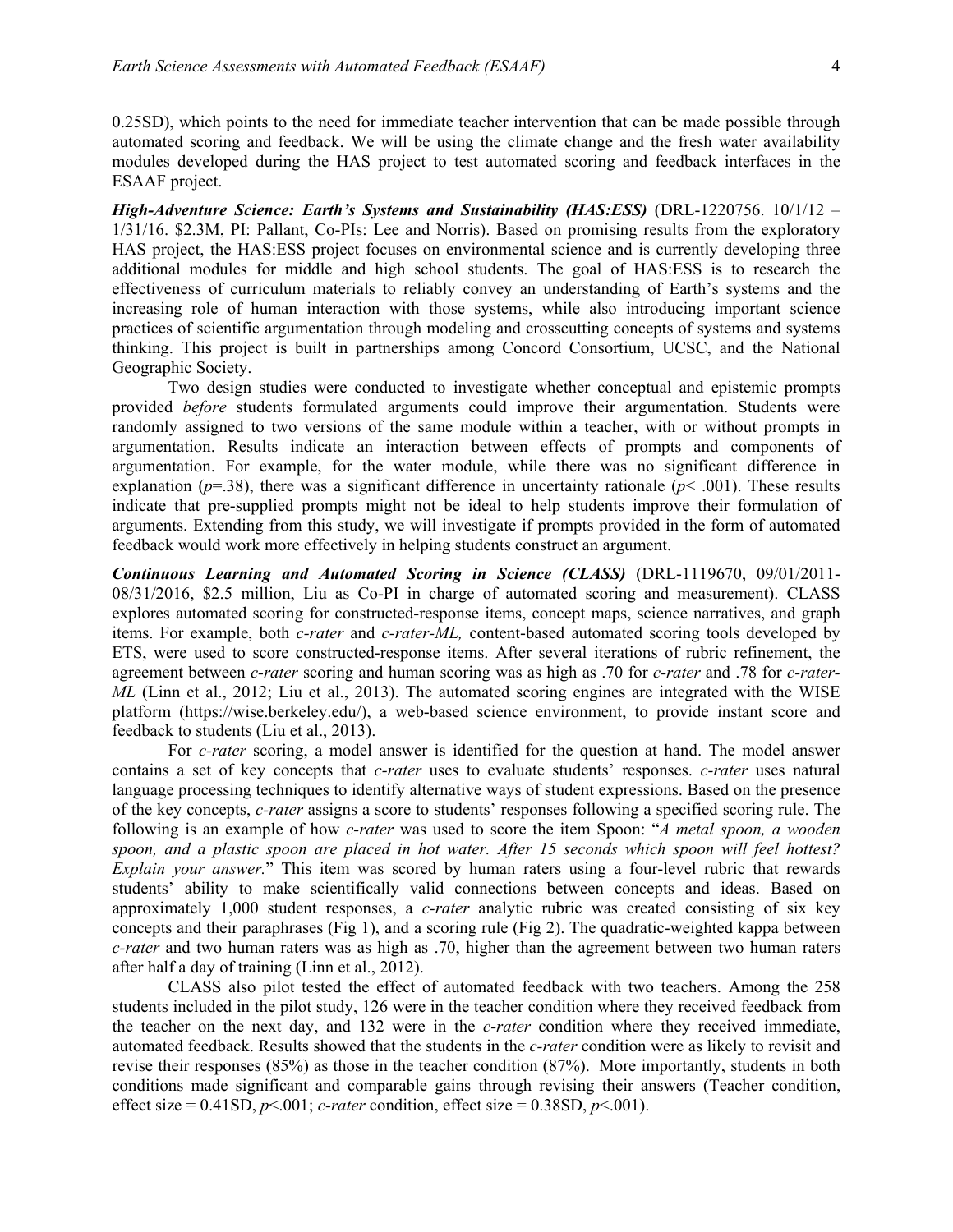0.25SD), which points to the need for immediate teacher intervention that can be made possible through automated scoring and feedback. We will be using the climate change and the fresh water availability modules developed during the HAS project to test automated scoring and feedback interfaces in the ESAAF project.

***High-Adventure Science: Earth's Systems and Sustainability (HAS:ESS)*** (DRL-1220756. 10/1/12 – 1/31/16. $2.3M, PI: Pallant, Co-PIs: Lee and Norris). Based on promising results from the exploratory HAS project, the HAS:ESS project focuses on environmental science and is currently developing three additional modules for middle and high school students. The goal of HAS:ESS is to research the effectiveness of curriculum materials to reliably convey an understanding of Earth's systems and the increasing role of human interaction with those systems, while also introducing important science practices of scientific argumentation through modeling and crosscutting concepts of systems and systems thinking. This project is built in partnerships among Concord Consortium, UCSC, and the National Geographic Society.

Two design studies were conducted to investigate whether conceptual and epistemic prompts provided *before* students formulated arguments could improve their argumentation. Students were randomly assigned to two versions of the same module within a teacher, with or without prompts in argumentation. Results indicate an interaction between effects of prompts and components of argumentation. For example, for the water module, while there was no significant difference in explanation ($p$=.38), there was a significant difference in uncertainty rationale ($p$< .001). These results indicate that pre-supplied prompts might not be ideal to help students improve their formulation of arguments. Extending from this study, we will investigate if prompts provided in the form of automated feedback would work more effectively in helping students construct an argument.

***Continuous Learning and Automated Scoring in Science (CLASS)*** (DRL-1119670, 09/01/2011-08/31/2016, $2.5 million, Liu as Co-PI in charge of automated scoring and measurement). CLASS explores automated scoring for constructed-response items, concept maps, science narratives, and graph items. For example, both *c-rater* and *c-rater-ML,* content-based automated scoring tools developed by ETS, were used to score constructed-response items. After several iterations of rubric refinement, the agreement between *c-rater* scoring and human scoring was as high as .70 for *c-rater* and .78 for *c-rater-ML* (Linn et al., 2012; Liu et al., 2013). The automated scoring engines are integrated with the WISE platform (https://wise.berkeley.edu/), a web-based science environment, to provide instant score and feedback to students (Liu et al., 2013).

For *c-rater* scoring, a model answer is identified for the question at hand. The model answer contains a set of key concepts that *c-rater* uses to evaluate students' responses. *c-rater* uses natural language processing techniques to identify alternative ways of student expressions. Based on the presence of the key concepts, *c-rater* assigns a score to students' responses following a specified scoring rule. The following is an example of how *c-rater* was used to score the item Spoon: "*A metal spoon, a wooden spoon, and a plastic spoon are placed in hot water. After 15 seconds which spoon will feel hottest? Explain your answer.*" This item was scored by human raters using a four-level rubric that rewards students' ability to make scientifically valid connections between concepts and ideas. Based on approximately 1,000 student responses, a *c-rater* analytic rubric was created consisting of six key concepts and their paraphrases (Fig 1), and a scoring rule (Fig 2). The quadratic-weighted kappa between *c-rater* and two human raters was as high as .70, higher than the agreement between two human raters after half a day of training (Linn et al., 2012).

CLASS also pilot tested the effect of automated feedback with two teachers. Among the 258 students included in the pilot study, 126 were in the teacher condition where they received feedback from the teacher on the next day, and 132 were in the *c-rater* condition where they received immediate, automated feedback. Results showed that the students in the *c-rater* condition were as likely to revisit and revise their responses (85%) as those in the teacher condition (87%). More importantly, students in both conditions made significant and comparable gains through revising their answers (Teacher condition, effect size = 0.41SD, $p$<.001; *c-rater* condition, effect size = 0.38SD, $p$<.001).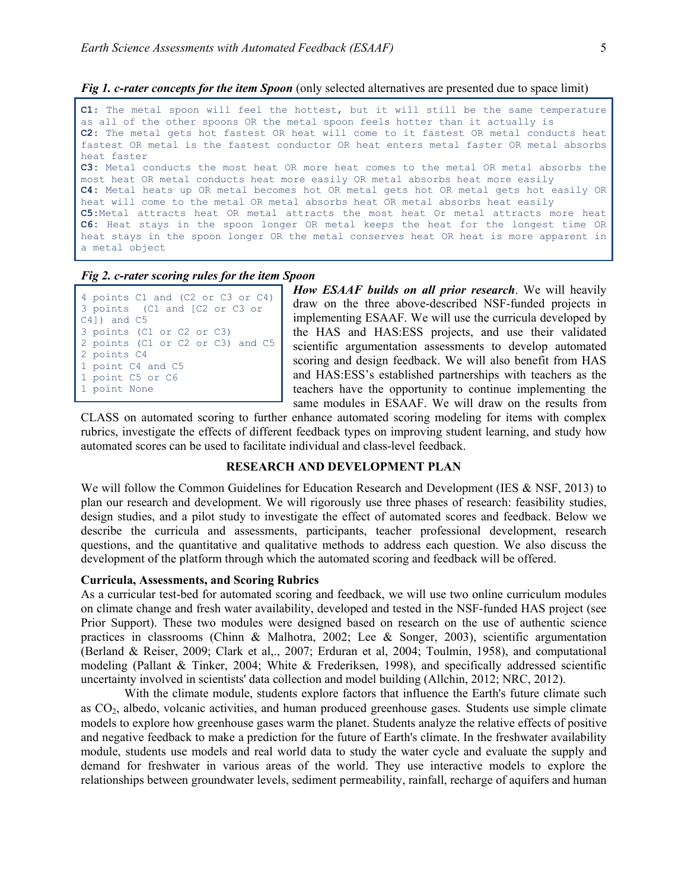***Fig 1. c-rater concepts for the item Spoon*** (only selected alternatives are presented due to space limit)

```
C1: The metal spoon will feel the hottest, but it will still be the same temperature
as all of the other spoons OR the metal spoon feels hotter than it actually is
C2: The metal gets hot fastest OR heat will come to it fastest OR metal conducts heat
fastest OR metal is the fastest conductor OR heat enters metal faster OR metal absorbs
heat faster
C3: Metal conducts the most heat OR more heat comes to the metal OR metal absorbs the
most heat OR metal conducts heat more easily OR metal absorbs heat more easily
C4: Metal heats up OR metal becomes hot OR metal gets hot OR metal gets hot easily OR
heat will come to the metal OR metal absorbs heat OR metal absorbs heat easily
C5:Metal attracts heat OR metal attracts the most heat Or metal attracts more heat
C6: Heat stays in the spoon longer OR metal keeps the heat for the longest time OR
heat stays in the spoon longer OR the metal conserves heat OR heat is more apparent in
a metal object
```

***Fig 2. c-rater scoring rules for the item Spoon***

```
4 points C1 and (C2 or C3 or C4)
3 points  (C1 and [C2 or C3 or
C4]) and C5
3 points (C1 or C2 or C3)
2 points (C1 or C2 or C3) and C5
2 points C4
1 point C4 and C5
1 point C5 or C6
1 point None
```

***How ESAAF builds on all prior research***. We will heavily draw on the three above-described NSF-funded projects in implementing ESAAF. We will use the curricula developed by the HAS and HAS:ESS projects, and use their validated scientific argumentation assessments to develop automated scoring and design feedback. We will also benefit from HAS and HAS:ESS's established partnerships with teachers as the teachers have the opportunity to continue implementing the same modules in ESAAF. We will draw on the results from CLASS on automated scoring to further enhance automated scoring modeling for items with complex rubrics, investigate the effects of different feedback types on improving student learning, and study how automated scores can be used to facilitate individual and class-level feedback.

## RESEARCH AND DEVELOPMENT PLAN

We will follow the Common Guidelines for Education Research and Development (IES & NSF, 2013) to plan our research and development. We will rigorously use three phases of research: feasibility studies, design studies, and a pilot study to investigate the effect of automated scores and feedback. Below we describe the curricula and assessments, participants, teacher professional development, research questions, and the quantitative and qualitative methods to address each question. We also discuss the development of the platform through which the automated scoring and feedback will be offered.

### Curricula, Assessments, and Scoring Rubrics

As a curricular test-bed for automated scoring and feedback, we will use two online curriculum modules on climate change and fresh water availability, developed and tested in the NSF-funded HAS project (see Prior Support). These two modules were designed based on research on the use of authentic science practices in classrooms (Chinn & Malhotra, 2002; Lee & Songer, 2003), scientific argumentation (Berland & Reiser, 2009; Clark et al,., 2007; Erduran et al., 2004; Toulmin, 1958), and computational modeling (Pallant & Tinker, 2004; White & Frederiksen, 1998), and specifically addressed scientific uncertainty involved in scientists' data collection and model building (Allchin, 2012; NRC, 2012).

With the climate module, students explore factors that influence the Earth's future climate such as $CO_2$, albedo, volcanic activities, and human produced greenhouse gases. Students use simple climate models to explore how greenhouse gases warm the planet. Students analyze the relative effects of positive and negative feedback to make a prediction for the future of Earth's climate. In the freshwater availability module, students use models and real world data to study the water cycle and evaluate the supply and demand for freshwater in various areas of the world. They use interactive models to explore the relationships between groundwater levels, sediment permeability, rainfall, recharge of aquifers and human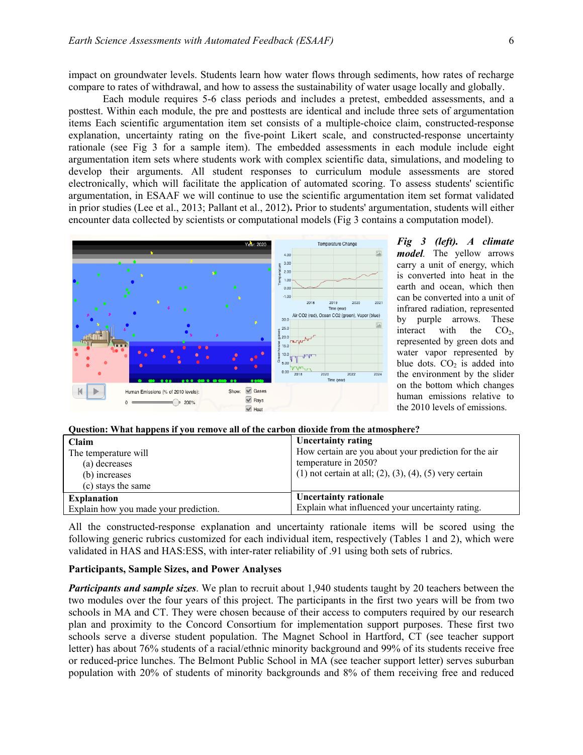impact on groundwater levels. Students learn how water flows through sediments, how rates of recharge compare to rates of withdrawal, and how to assess the sustainability of water usage locally and globally.

Each module requires 5-6 class periods and includes a pretest, embedded assessments, and a posttest. Within each module, the pre and posttests are identical and include three sets of argumentation items Each scientific argumentation item set consists of a multiple-choice claim, constructed-response explanation, uncertainty rating on the five-point Likert scale, and constructed-response uncertainty rationale (see Fig 3 for a sample item). The embedded assessments in each module include eight argumentation item sets where students work with complex scientific data, simulations, and modeling to develop their arguments. All student responses to curriculum module assessments are stored electronically, which will facilitate the application of automated scoring. To assess students' scientific argumentation, in ESAAF we will continue to use the scientific argumentation item set format validated in prior studies (Lee et al., 2013; Pallant et al., 2012)**.** Prior to students' argumentation, students will either encounter data collected by scientists or computational models (Fig 3 contains a computation model).

***Fig 3 (left). A climate model***. The yellow arrows carry a unit of energy, which is converted into heat in the earth and ocean, which then can be converted into a unit of infrared radiation, represented by purple arrows. These interact with the $CO_2$, represented by green dots and water vapor represented by blue dots. $CO_2$ is added into the environment by the slider on the bottom which changes human emissions relative to the 2010 levels of emissions.

**Question: What happens if you remove all of the carbon dioxide from the atmosphere?**

| **Claim**<br>The temperature will<br>(a) decreases<br>(b) increases<br>(c) stays the same | **Uncertainty rating**<br>How certain are you about your prediction for the air temperature in 2050?<br>(1) not certain at all; (2), (3), (4), (5) very certain |
|---|---|
| **Explanation**<br>Explain how you made your prediction. | **Uncertainty rationale**<br>Explain what influenced your uncertainty rating. |

All the constructed-response explanation and uncertainty rationale items will be scored using the following generic rubrics customized for each individual item, respectively (Tables 1 and 2), which were validated in HAS and HAS:ESS, with inter-rater reliability of .91 using both sets of rubrics.

**Participants, Sample Sizes, and Power Analyses**

***Participants and sample sizes***. We plan to recruit about 1,940 students taught by 20 teachers between the two modules over the four years of this project. The participants in the first two years will be from two schools in MA and CT. They were chosen because of their access to computers required by our research plan and proximity to the Concord Consortium for implementation support purposes. These first two schools serve a diverse student population. The Magnet School in Hartford, CT (see teacher support letter) has about 76% students of a racial/ethnic minority background and 99% of its students receive free or reduced-price lunches. The Belmont Public School in MA (see teacher support letter) serves suburban population with 20% of students of minority backgrounds and 8% of them receiving free and reduced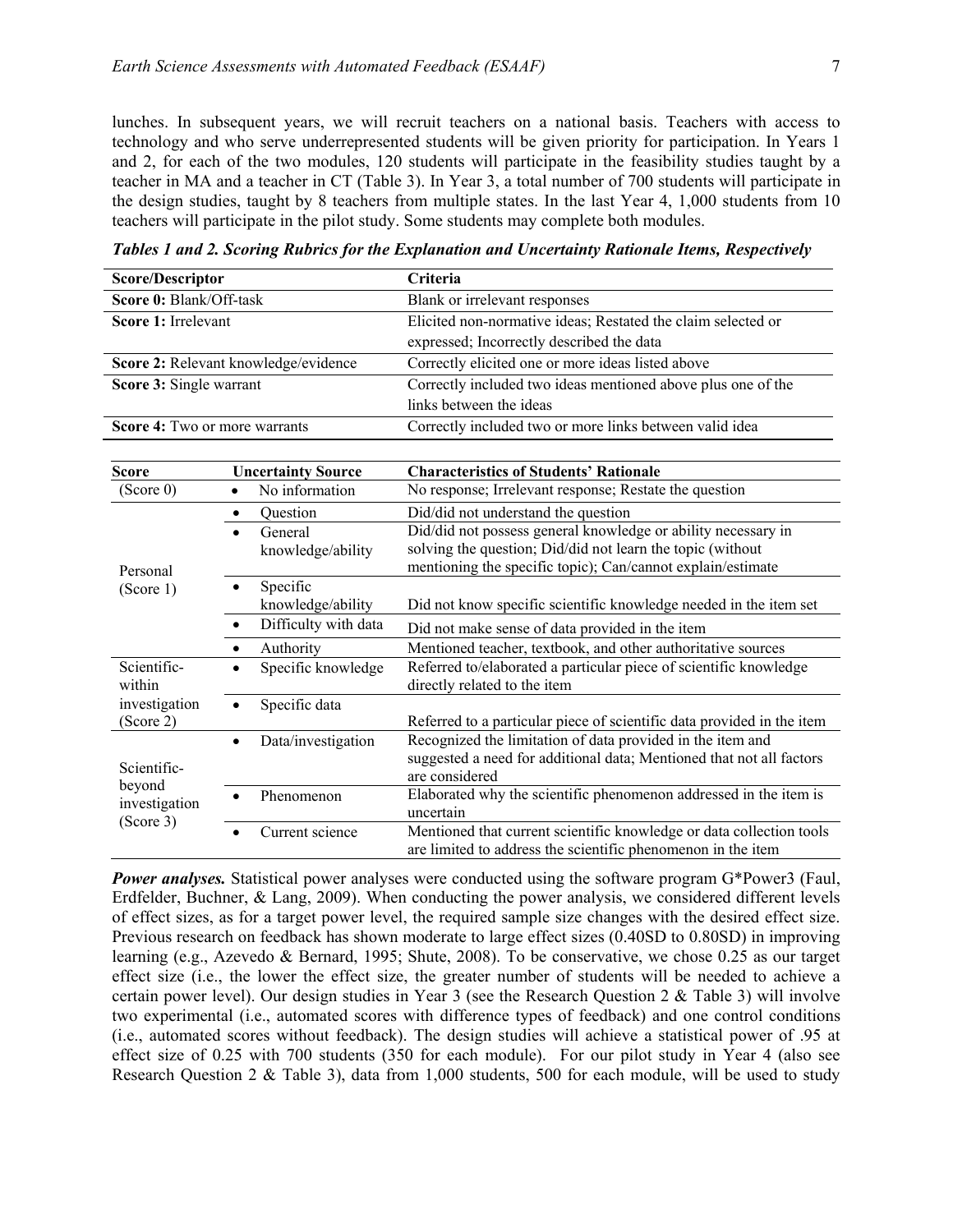lunches. In subsequent years, we will recruit teachers on a national basis. Teachers with access to technology and who serve underrepresented students will be given priority for participation. In Years 1 and 2, for each of the two modules, 120 students will participate in the feasibility studies taught by a teacher in MA and a teacher in CT (Table 3). In Year 3, a total number of 700 students will participate in the design studies, taught by 8 teachers from multiple states. In the last Year 4, 1,000 students from 10 teachers will participate in the pilot study. Some students may complete both modules.

***Tables 1 and 2. Scoring Rubrics for the Explanation and Uncertainty Rationale Items, Respectively***

| Score/Descriptor | Criteria |
|---|---|
| **Score 0:** Blank/Off-task | Blank or irrelevant responses |
| **Score 1:** Irrelevant | Elicited non-normative ideas; Restated the claim selected or expressed; Incorrectly described the data |
| **Score 2:** Relevant knowledge/evidence | Correctly elicited one or more ideas listed above |
| **Score 3:** Single warrant | Correctly included two ideas mentioned above plus one of the links between the ideas |
| **Score 4:** Two or more warrants | Correctly included two or more links between valid idea |

| Score | Uncertainty Source | Characteristics of Students' Rationale |
|---|---|---|
| (Score 0) | • No information | No response; Irrelevant response; Restate the question |
| Personal (Score 1) | • Question | Did/did not understand the question |
| | • General knowledge/ability | Did/did not possess general knowledge or ability necessary in solving the question; Did/did not learn the topic (without mentioning the specific topic); Can/cannot explain/estimate |
| | • Specific knowledge/ability | Did not know specific scientific knowledge needed in the item set |
| | • Difficulty with data | Did not make sense of data provided in the item |
| | • Authority | Mentioned teacher, textbook, and other authoritative sources |
| Scientific-within investigation (Score 2) | • Specific knowledge | Referred to/elaborated a particular piece of scientific knowledge directly related to the item |
| | • Specific data | Referred to a particular piece of scientific data provided in the item |
| Scientific-beyond investigation (Score 3) | • Data/investigation | Recognized the limitation of data provided in the item and suggested a need for additional data; Mentioned that not all factors are considered |
| | • Phenomenon | Elaborated why the scientific phenomenon addressed in the item is uncertain |
| | • Current science | Mentioned that current scientific knowledge or data collection tools are limited to address the scientific phenomenon in the item |

***Power analyses.*** Statistical power analyses were conducted using the software program G*Power3 (Faul, Erdfelder, Buchner, & Lang, 2009). When conducting the power analysis, we considered different levels of effect sizes, as for a target power level, the required sample size changes with the desired effect size. Previous research on feedback has shown moderate to large effect sizes (0.40SD to 0.80SD) in improving learning (e.g., Azevedo & Bernard, 1995; Shute, 2008). To be conservative, we chose 0.25 as our target effect size (i.e., the lower the effect size, the greater number of students will be needed to achieve a certain power level). Our design studies in Year 3 (see the Research Question 2 & Table 3) will involve two experimental (i.e., automated scores with difference types of feedback) and one control conditions (i.e., automated scores without feedback). The design studies will achieve a statistical power of .95 at effect size of 0.25 with 700 students (350 for each module). For our pilot study in Year 4 (also see Research Question 2 & Table 3), data from 1,000 students, 500 for each module, will be used to study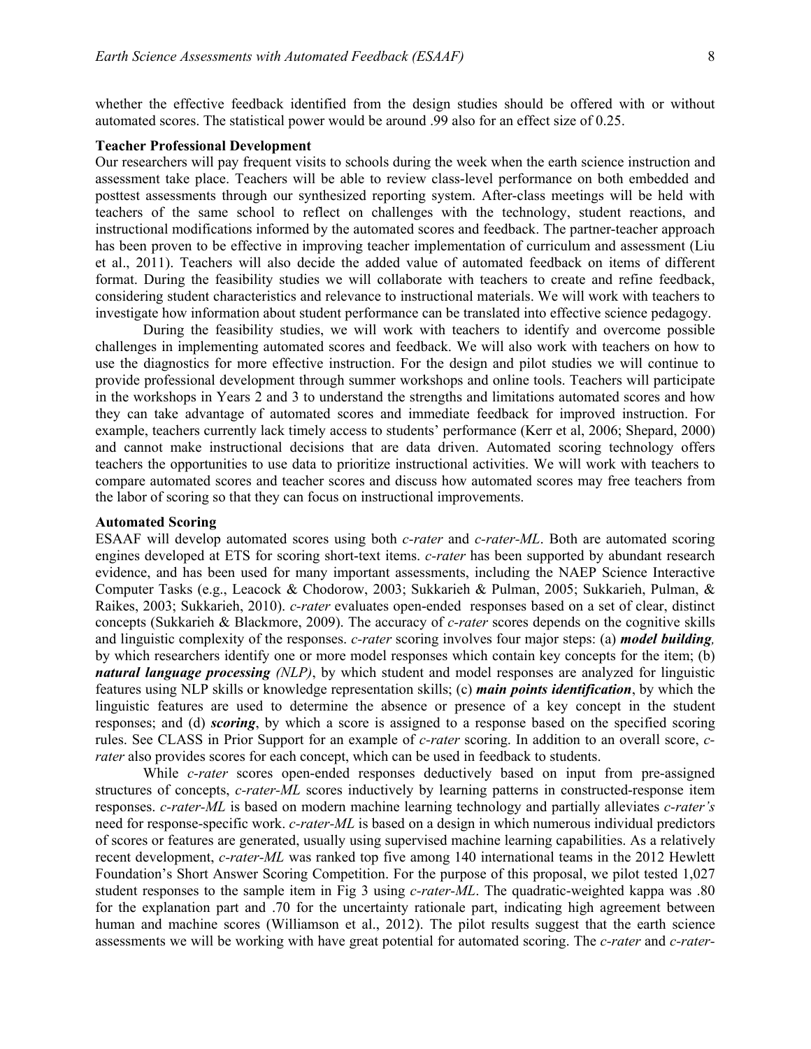whether the effective feedback identified from the design studies should be offered with or without automated scores. The statistical power would be around .99 also for an effect size of 0.25.

**Teacher Professional Development**

Our researchers will pay frequent visits to schools during the week when the earth science instruction and assessment take place. Teachers will be able to review class-level performance on both embedded and posttest assessments through our synthesized reporting system. After-class meetings will be held with teachers of the same school to reflect on challenges with the technology, student reactions, and instructional modifications informed by the automated scores and feedback. The partner-teacher approach has been proven to be effective in improving teacher implementation of curriculum and assessment (Liu et al., 2011). Teachers will also decide the added value of automated feedback on items of different format. During the feasibility studies we will collaborate with teachers to create and refine feedback, considering student characteristics and relevance to instructional materials. We will work with teachers to investigate how information about student performance can be translated into effective science pedagogy.

During the feasibility studies, we will work with teachers to identify and overcome possible challenges in implementing automated scores and feedback. We will also work with teachers on how to use the diagnostics for more effective instruction. For the design and pilot studies we will continue to provide professional development through summer workshops and online tools. Teachers will participate in the workshops in Years 2 and 3 to understand the strengths and limitations automated scores and how they can take advantage of automated scores and immediate feedback for improved instruction. For example, teachers currently lack timely access to students' performance (Kerr et al, 2006; Shepard, 2000) and cannot make instructional decisions that are data driven. Automated scoring technology offers teachers the opportunities to use data to prioritize instructional activities. We will work with teachers to compare automated scores and teacher scores and discuss how automated scores may free teachers from the labor of scoring so that they can focus on instructional improvements.

**Automated Scoring**

ESAAF will develop automated scores using both *c-rater* and *c-rater-ML*. Both are automated scoring engines developed at ETS for scoring short-text items. *c-rater* has been supported by abundant research evidence, and has been used for many important assessments, including the NAEP Science Interactive Computer Tasks (e.g., Leacock & Chodorow, 2003; Sukkarieh & Pulman, 2005; Sukkarieh, Pulman, & Raikes, 2003; Sukkarieh, 2010). *c-rater* evaluates open-ended responses based on a set of clear, distinct concepts (Sukkarieh & Blackmore, 2009). The accuracy of *c-rater* scores depends on the cognitive skills and linguistic complexity of the responses. *c-rater* scoring involves four major steps: (a) ***model building***, by which researchers identify one or more model responses which contain key concepts for the item; (b) ***natural language processing*** *(NLP)*, by which student and model responses are analyzed for linguistic features using NLP skills or knowledge representation skills; (c) ***main points identification***, by which the linguistic features are used to determine the absence or presence of a key concept in the student responses; and (d) ***scoring***, by which a score is assigned to a response based on the specified scoring rules. See CLASS in Prior Support for an example of *c-rater* scoring. In addition to an overall score, *c-rater* also provides scores for each concept, which can be used in feedback to students.

While *c-rater* scores open-ended responses deductively based on input from pre-assigned structures of concepts, *c-rater-ML* scores inductively by learning patterns in constructed-response item responses. *c-rater-ML* is based on modern machine learning technology and partially alleviates *c-rater's* need for response-specific work. *c-rater-ML* is based on a design in which numerous individual predictors of scores or features are generated, usually using supervised machine learning capabilities. As a relatively recent development, *c-rater-ML* was ranked top five among 140 international teams in the 2012 Hewlett Foundation's Short Answer Scoring Competition. For the purpose of this proposal, we pilot tested 1,027 student responses to the sample item in Fig 3 using *c-rater-ML*. The quadratic-weighted kappa was .80 for the explanation part and .70 for the uncertainty rationale part, indicating high agreement between human and machine scores (Williamson et al., 2012). The pilot results suggest that the earth science assessments we will be working with have great potential for automated scoring. The *c-rater* and *c-rater-*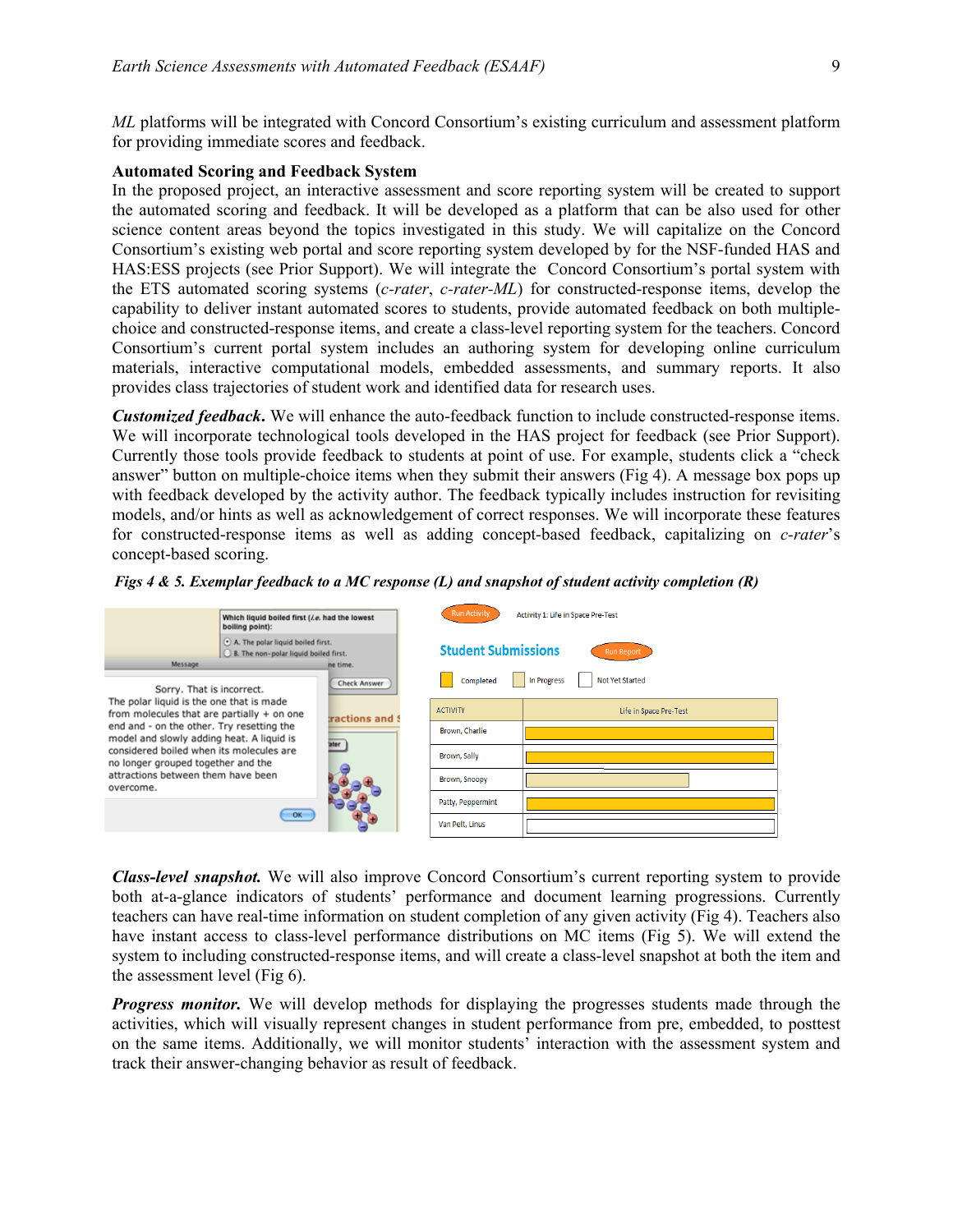*ML* platforms will be integrated with Concord Consortium's existing curriculum and assessment platform for providing immediate scores and feedback.

**Automated Scoring and Feedback System**

In the proposed project, an interactive assessment and score reporting system will be created to support the automated scoring and feedback. It will be developed as a platform that can be also used for other science content areas beyond the topics investigated in this study. We will capitalize on the Concord Consortium's existing web portal and score reporting system developed by for the NSF-funded HAS and HAS:ESS projects (see Prior Support). We will integrate the Concord Consortium's portal system with the ETS automated scoring systems (*c-rater*, *c-rater-ML*) for constructed-response items, develop the capability to deliver instant automated scores to students, provide automated feedback on both multiple-choice and constructed-response items, and create a class-level reporting system for the teachers. Concord Consortium's current portal system includes an authoring system for developing online curriculum materials, interactive computational models, embedded assessments, and summary reports. It also provides class trajectories of student work and identified data for research uses.

***Customized feedback.*** We will enhance the auto-feedback function to include constructed-response items. We will incorporate technological tools developed in the HAS project for feedback (see Prior Support). Currently those tools provide feedback to students at point of use. For example, students click a "check answer" button on multiple-choice items when they submit their answers (Fig 4). A message box pops up with feedback developed by the activity author. The feedback typically includes instruction for revisiting models, and/or hints as well as acknowledgement of correct responses. We will incorporate these features for constructed-response items as well as adding concept-based feedback, capitalizing on *c-rater*'s concept-based scoring.

***Figs 4 & 5. Exemplar feedback to a MC response (L) and snapshot of student activity completion (R)***

***Class-level snapshot.*** We will also improve Concord Consortium's current reporting system to provide both at-a-glance indicators of students' performance and document learning progressions. Currently teachers can have real-time information on student completion of any given activity (Fig 4). Teachers also have instant access to class-level performance distributions on MC items (Fig 5). We will extend the system to including constructed-response items, and will create a class-level snapshot at both the item and the assessment level (Fig 6).

***Progress monitor.*** We will develop methods for displaying the progresses students made through the activities, which will visually represent changes in student performance from pre, embedded, to posttest on the same items. Additionally, we will monitor students' interaction with the assessment system and track their answer-changing behavior as result of feedback.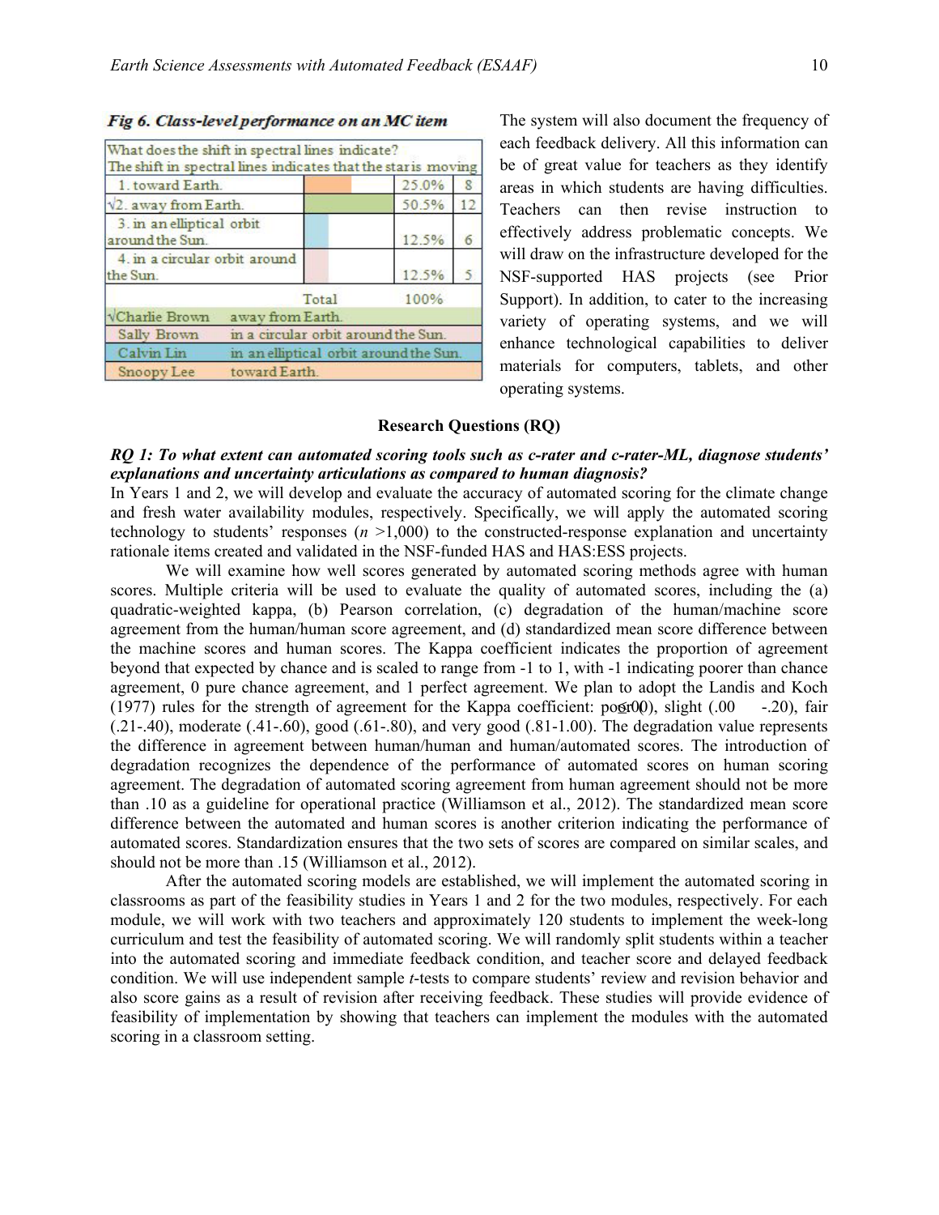**Fig 6. Class-level performance on an MC item**

| What does the shift in spectral lines indicate? The shift in spectral lines indicates that the star is moving | | | |
|---|---|---|---|
| 1. toward Earth. | | 25.0% | 8 |
| √2. away from Earth. | | 50.5% | 12 |
| 3. in an elliptical orbit around the Sun. | | 12.5% | 6 |
| 4. in a circular orbit around the Sun. | | 12.5% | 5 |
| | Total | 100% | |
| √Charlie Brown | away from Earth. | | |
| Sally Brown | in a circular orbit around the Sun. | | |
| Calvin Lin | in an elliptical orbit around the Sun. | | |
| Snoopy Lee | toward Earth. | | |

The system will also document the frequency of each feedback delivery. All this information can be of great value for teachers as they identify areas in which students are having difficulties. Teachers can then revise instruction to effectively address problematic concepts. We will draw on the infrastructure developed for the NSF-supported HAS projects (see Prior Support). In addition, to cater to the increasing variety of operating systems, and we will enhance technological capabilities to deliver materials for computers, tablets, and other operating systems.

## Research Questions (RQ)

***RQ 1: To what extent can automated scoring tools such as c-rater and c-rater-ML, diagnose students' explanations and uncertainty articulations as compared to human diagnosis?***

In Years 1 and 2, we will develop and evaluate the accuracy of automated scoring for the climate change and fresh water availability modules, respectively. Specifically, we will apply the automated scoring technology to students' responses ($n$ >1,000) to the constructed-response explanation and uncertainty rationale items created and validated in the NSF-funded HAS and HAS:ESS projects.

We will examine how well scores generated by automated scoring methods agree with human scores. Multiple criteria will be used to evaluate the quality of automated scores, including the (a) quadratic-weighted kappa, (b) Pearson correlation, (c) degradation of the human/machine score agreement from the human/human score agreement, and (d) standardized mean score difference between the machine scores and human scores. The Kappa coefficient indicates the proportion of agreement beyond that expected by chance and is scaled to range from -1 to 1, with -1 indicating poorer than chance agreement, 0 pure chance agreement, and 1 perfect agreement. We plan to adopt the Landis and Koch (1977) rules for the strength of agreement for the Kappa coefficient: poor (≤0), slight (.00 -.20), fair (.21-.40), moderate (.41-.60), good (.61-.80), and very good (.81-1.00). The degradation value represents the difference in agreement between human/human and human/automated scores. The introduction of degradation recognizes the dependence of the performance of automated scores on human scoring agreement. The degradation of automated scoring agreement from human agreement should not be more than .10 as a guideline for operational practice (Williamson et al., 2012). The standardized mean score difference between the automated and human scores is another criterion indicating the performance of automated scores. Standardization ensures that the two sets of scores are compared on similar scales, and should not be more than .15 (Williamson et al., 2012).

After the automated scoring models are established, we will implement the automated scoring in classrooms as part of the feasibility studies in Years 1 and 2 for the two modules, respectively. For each module, we will work with two teachers and approximately 120 students to implement the week-long curriculum and test the feasibility of automated scoring. We will randomly split students within a teacher into the automated scoring and immediate feedback condition, and teacher score and delayed feedback condition. We will use independent sample $t$-tests to compare students' review and revision behavior and also score gains as a result of revision after receiving feedback. These studies will provide evidence of feasibility of implementation by showing that teachers can implement the modules with the automated scoring in a classroom setting.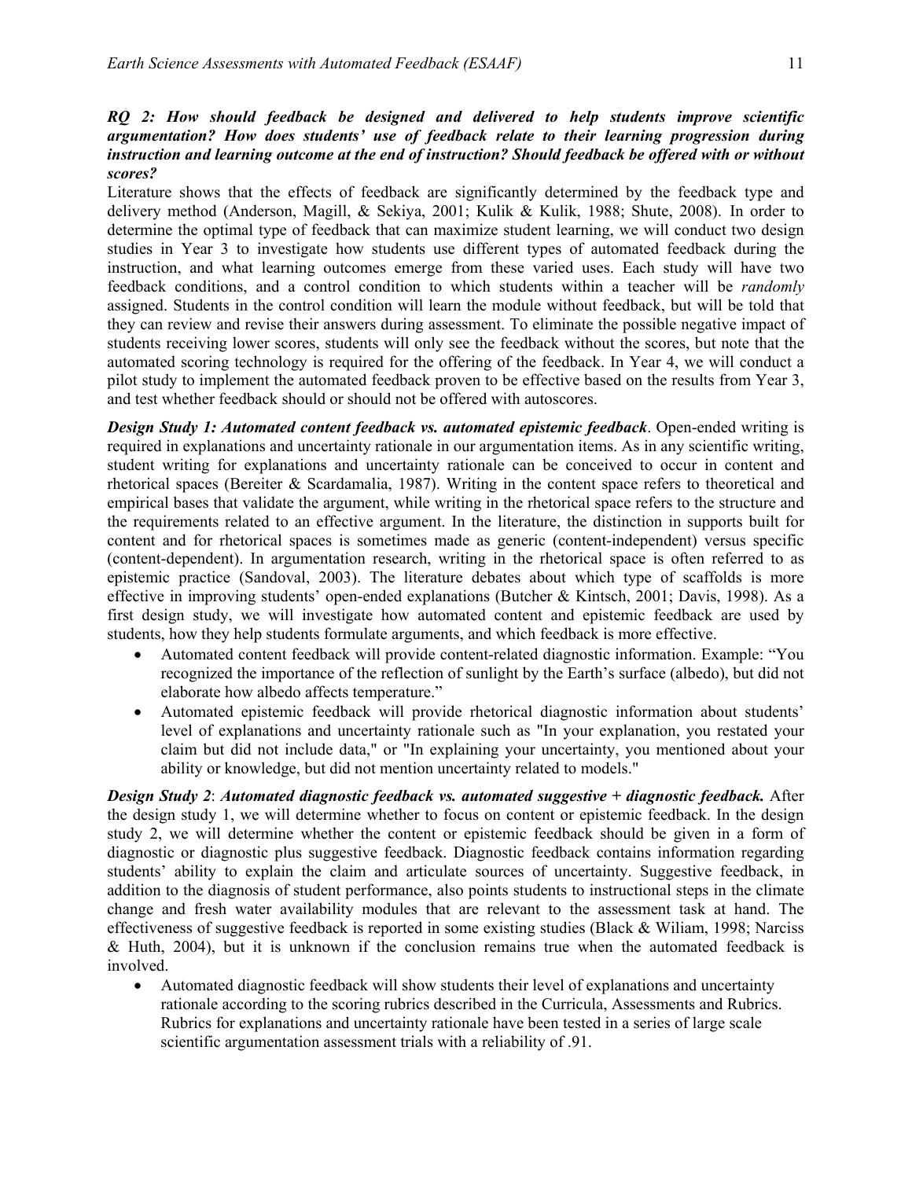***RQ 2: How should feedback be designed and delivered to help students improve scientific argumentation? How does students' use of feedback relate to their learning progression during instruction and learning outcome at the end of instruction? Should feedback be offered with or without scores?***

Literature shows that the effects of feedback are significantly determined by the feedback type and delivery method (Anderson, Magill, & Sekiya, 2001; Kulik & Kulik, 1988; Shute, 2008). In order to determine the optimal type of feedback that can maximize student learning, we will conduct two design studies in Year 3 to investigate how students use different types of automated feedback during the instruction, and what learning outcomes emerge from these varied uses. Each study will have two feedback conditions, and a control condition to which students within a teacher will be *randomly* assigned. Students in the control condition will learn the module without feedback, but will be told that they can review and revise their answers during assessment. To eliminate the possible negative impact of students receiving lower scores, students will only see the feedback without the scores, but note that the automated scoring technology is required for the offering of the feedback. In Year 4, we will conduct a pilot study to implement the automated feedback proven to be effective based on the results from Year 3, and test whether feedback should or should not be offered with autoscores.

***Design Study 1: Automated content feedback vs. automated epistemic feedback***. Open-ended writing is required in explanations and uncertainty rationale in our argumentation items. As in any scientific writing, student writing for explanations and uncertainty rationale can be conceived to occur in content and rhetorical spaces (Bereiter & Scardamalia, 1987). Writing in the content space refers to theoretical and empirical bases that validate the argument, while writing in the rhetorical space refers to the structure and the requirements related to an effective argument. In the literature, the distinction in supports built for content and for rhetorical spaces is sometimes made as generic (content-independent) versus specific (content-dependent). In argumentation research, writing in the rhetorical space is often referred to as epistemic practice (Sandoval, 2003). The literature debates about which type of scaffolds is more effective in improving students' open-ended explanations (Butcher & Kintsch, 2001; Davis, 1998). As a first design study, we will investigate how automated content and epistemic feedback are used by students, how they help students formulate arguments, and which feedback is more effective.

- Automated content feedback will provide content-related diagnostic information. Example: "You recognized the importance of the reflection of sunlight by the Earth's surface (albedo), but did not elaborate how albedo affects temperature."
- Automated epistemic feedback will provide rhetorical diagnostic information about students' level of explanations and uncertainty rationale such as "In your explanation, you restated your claim but did not include data," or "In explaining your uncertainty, you mentioned about your ability or knowledge, but did not mention uncertainty related to models."

***Design Study 2*: *Automated diagnostic feedback vs. automated suggestive + diagnostic feedback.*** After the design study 1, we will determine whether to focus on content or epistemic feedback. In the design study 2, we will determine whether the content or epistemic feedback should be given in a form of diagnostic or diagnostic plus suggestive feedback. Diagnostic feedback contains information regarding students' ability to explain the claim and articulate sources of uncertainty. Suggestive feedback, in addition to the diagnosis of student performance, also points students to instructional steps in the climate change and fresh water availability modules that are relevant to the assessment task at hand. The effectiveness of suggestive feedback is reported in some existing studies (Black & Wiliam, 1998; Narciss & Huth, 2004), but it is unknown if the conclusion remains true when the automated feedback is involved.

- Automated diagnostic feedback will show students their level of explanations and uncertainty rationale according to the scoring rubrics described in the Curricula, Assessments and Rubrics. Rubrics for explanations and uncertainty rationale have been tested in a series of large scale scientific argumentation assessment trials with a reliability of .91.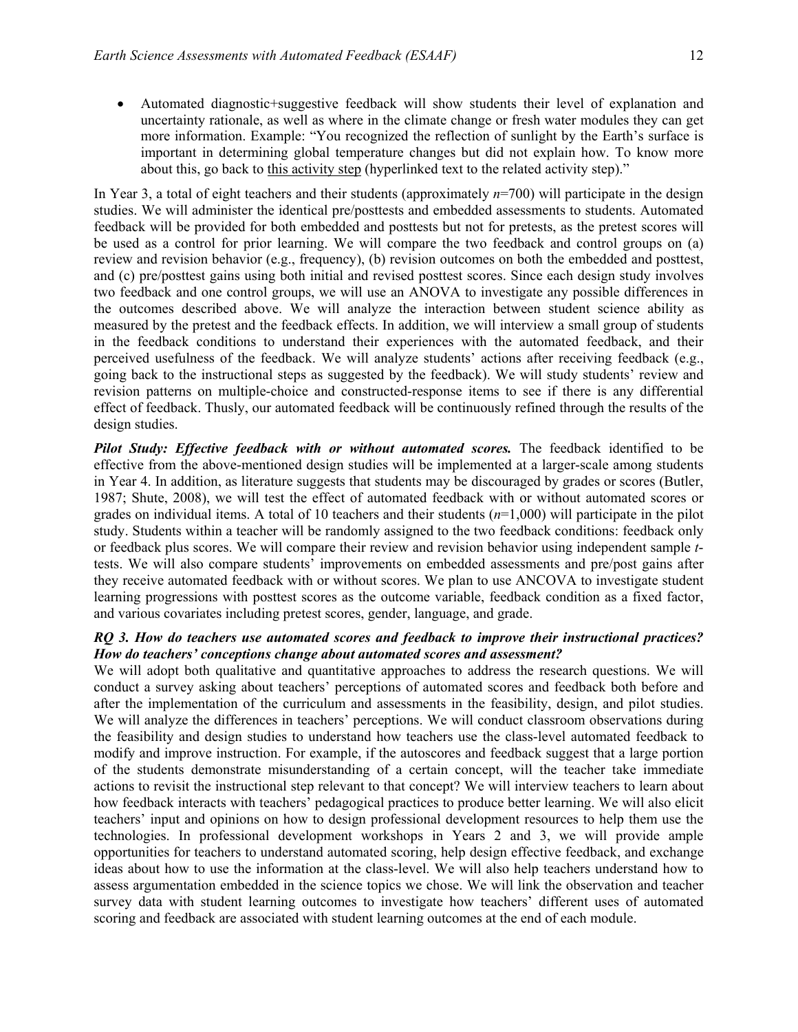- Automated diagnostic+suggestive feedback will show students their level of explanation and uncertainty rationale, as well as where in the climate change or fresh water modules they can get more information. Example: "You recognized the reflection of sunlight by the Earth's surface is important in determining global temperature changes but did not explain how. To know more about this, go back to this activity step (hyperlinked text to the related activity step)."

In Year 3, a total of eight teachers and their students (approximately $n$=700) will participate in the design studies. We will administer the identical pre/posttests and embedded assessments to students. Automated feedback will be provided for both embedded and posttests but not for pretests, as the pretest scores will be used as a control for prior learning. We will compare the two feedback and control groups on (a) review and revision behavior (e.g., frequency), (b) revision outcomes on both the embedded and posttest, and (c) pre/posttest gains using both initial and revised posttest scores. Since each design study involves two feedback and one control groups, we will use an ANOVA to investigate any possible differences in the outcomes described above. We will analyze the interaction between student science ability as measured by the pretest and the feedback effects. In addition, we will interview a small group of students in the feedback conditions to understand their experiences with the automated feedback, and their perceived usefulness of the feedback. We will analyze students' actions after receiving feedback (e.g., going back to the instructional steps as suggested by the feedback). We will study students' review and revision patterns on multiple-choice and constructed-response items to see if there is any differential effect of feedback. Thusly, our automated feedback will be continuously refined through the results of the design studies.

***Pilot Study: Effective feedback with or without automated scores.*** The feedback identified to be effective from the above-mentioned design studies will be implemented at a larger-scale among students in Year 4. In addition, as literature suggests that students may be discouraged by grades or scores (Butler, 1987; Shute, 2008), we will test the effect of automated feedback with or without automated scores or grades on individual items. A total of 10 teachers and their students ($n$=1,000) will participate in the pilot study. Students within a teacher will be randomly assigned to the two feedback conditions: feedback only or feedback plus scores. We will compare their review and revision behavior using independent sample $t$-tests. We will also compare students' improvements on embedded assessments and pre/post gains after they receive automated feedback with or without scores. We plan to use ANCOVA to investigate student learning progressions with posttest scores as the outcome variable, feedback condition as a fixed factor, and various covariates including pretest scores, gender, language, and grade.

***RQ 3. How do teachers use automated scores and feedback to improve their instructional practices? How do teachers' conceptions change about automated scores and assessment?***

We will adopt both qualitative and quantitative approaches to address the research questions. We will conduct a survey asking about teachers' perceptions of automated scores and feedback both before and after the implementation of the curriculum and assessments in the feasibility, design, and pilot studies. We will analyze the differences in teachers' perceptions. We will conduct classroom observations during the feasibility and design studies to understand how teachers use the class-level automated feedback to modify and improve instruction. For example, if the autoscores and feedback suggest that a large portion of the students demonstrate misunderstanding of a certain concept, will the teacher take immediate actions to revisit the instructional step relevant to that concept? We will interview teachers to learn about how feedback interacts with teachers' pedagogical practices to produce better learning. We will also elicit teachers' input and opinions on how to design professional development resources to help them use the technologies. In professional development workshops in Years 2 and 3, we will provide ample opportunities for teachers to understand automated scoring, help design effective feedback, and exchange ideas about how to use the information at the class-level. We will also help teachers understand how to assess argumentation embedded in the science topics we chose. We will link the observation and teacher survey data with student learning outcomes to investigate how teachers' different uses of automated scoring and feedback are associated with student learning outcomes at the end of each module.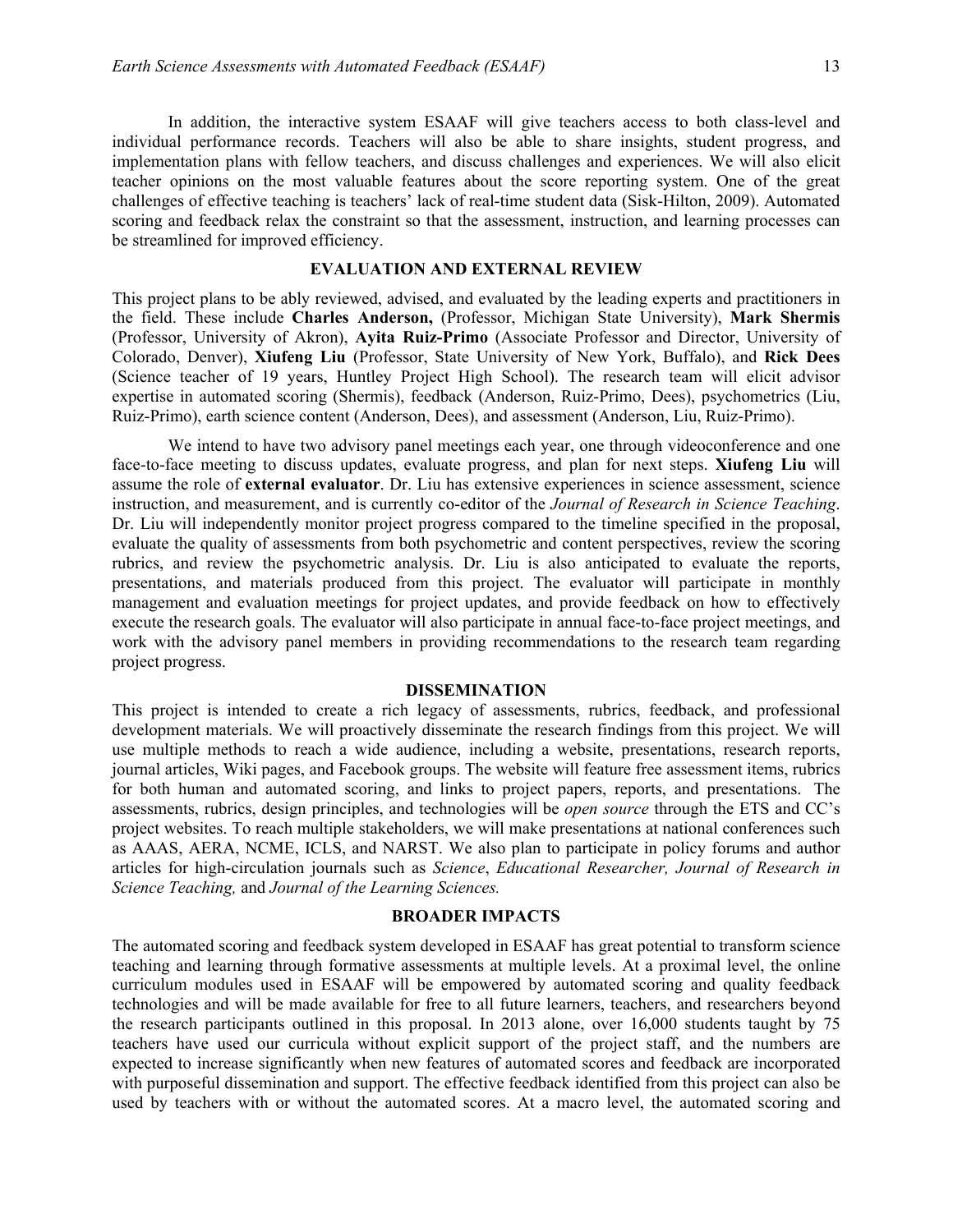In addition, the interactive system ESAAF will give teachers access to both class-level and individual performance records. Teachers will also be able to share insights, student progress, and implementation plans with fellow teachers, and discuss challenges and experiences. We will also elicit teacher opinions on the most valuable features about the score reporting system. One of the great challenges of effective teaching is teachers' lack of real-time student data (Sisk-Hilton, 2009). Automated scoring and feedback relax the constraint so that the assessment, instruction, and learning processes can be streamlined for improved efficiency.

## EVALUATION AND EXTERNAL REVIEW

This project plans to be ably reviewed, advised, and evaluated by the leading experts and practitioners in the field. These include **Charles Anderson,** (Professor, Michigan State University), **Mark Shermis** (Professor, University of Akron), **Ayita Ruiz-Primo** (Associate Professor and Director, University of Colorado, Denver), **Xiufeng Liu** (Professor, State University of New York, Buffalo), and **Rick Dees** (Science teacher of 19 years, Huntley Project High School). The research team will elicit advisor expertise in automated scoring (Shermis), feedback (Anderson, Ruiz-Primo, Dees), psychometrics (Liu, Ruiz-Primo), earth science content (Anderson, Dees), and assessment (Anderson, Liu, Ruiz-Primo).

We intend to have two advisory panel meetings each year, one through videoconference and one face-to-face meeting to discuss updates, evaluate progress, and plan for next steps. **Xiufeng Liu** will assume the role of **external evaluator**. Dr. Liu has extensive experiences in science assessment, science instruction, and measurement, and is currently co-editor of the *Journal of Research in Science Teaching*. Dr. Liu will independently monitor project progress compared to the timeline specified in the proposal, evaluate the quality of assessments from both psychometric and content perspectives, review the scoring rubrics, and review the psychometric analysis. Dr. Liu is also anticipated to evaluate the reports, presentations, and materials produced from this project. The evaluator will participate in monthly management and evaluation meetings for project updates, and provide feedback on how to effectively execute the research goals. The evaluator will also participate in annual face-to-face project meetings, and work with the advisory panel members in providing recommendations to the research team regarding project progress.

## DISSEMINATION

This project is intended to create a rich legacy of assessments, rubrics, feedback, and professional development materials. We will proactively disseminate the research findings from this project. We will use multiple methods to reach a wide audience, including a website, presentations, research reports, journal articles, Wiki pages, and Facebook groups. The website will feature free assessment items, rubrics for both human and automated scoring, and links to project papers, reports, and presentations. The assessments, rubrics, design principles, and technologies will be *open source* through the ETS and CC's project websites. To reach multiple stakeholders, we will make presentations at national conferences such as AAAS, AERA, NCME, ICLS, and NARST. We also plan to participate in policy forums and author articles for high-circulation journals such as *Science*, *Educational Researcher, Journal of Research in Science Teaching,* and *Journal of the Learning Sciences.*

## BROADER IMPACTS

The automated scoring and feedback system developed in ESAAF has great potential to transform science teaching and learning through formative assessments at multiple levels. At a proximal level, the online curriculum modules used in ESAAF will be empowered by automated scoring and quality feedback technologies and will be made available for free to all future learners, teachers, and researchers beyond the research participants outlined in this proposal. In 2013 alone, over 16,000 students taught by 75 teachers have used our curricula without explicit support of the project staff, and the numbers are expected to increase significantly when new features of automated scores and feedback are incorporated with purposeful dissemination and support. The effective feedback identified from this project can also be used by teachers with or without the automated scores. At a macro level, the automated scoring and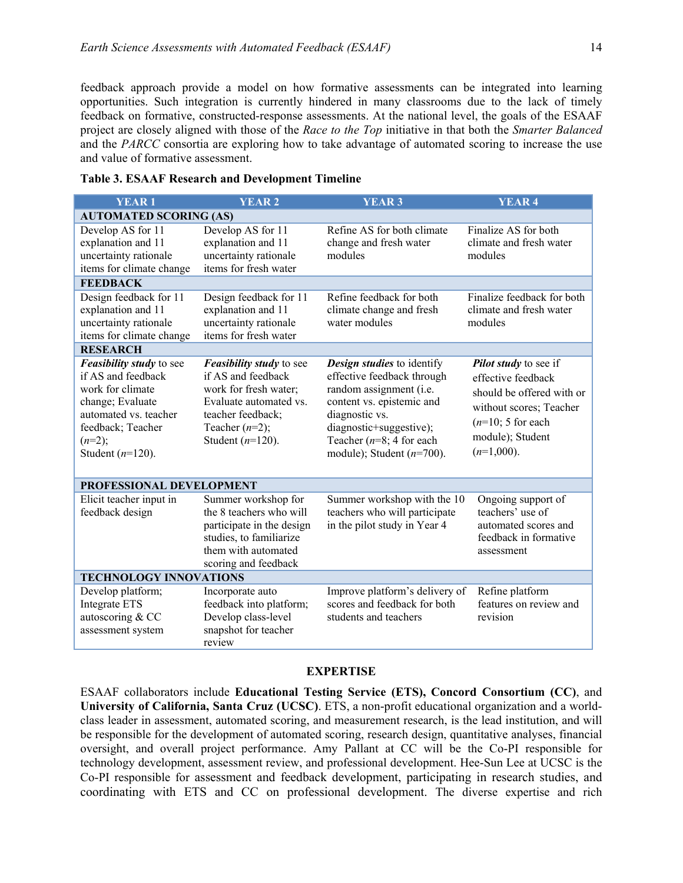feedback approach provide a model on how formative assessments can be integrated into learning opportunities. Such integration is currently hindered in many classrooms due to the lack of timely feedback on formative, constructed-response assessments. At the national level, the goals of the ESAAF project are closely aligned with those of the *Race to the Top* initiative in that both the *Smarter Balanced* and the *PARCC* consortia are exploring how to take advantage of automated scoring to increase the use and value of formative assessment.

**Table 3. ESAAF Research and Development Timeline**

| YEAR 1 | YEAR 2 | YEAR 3 | YEAR 4 |
|---|---|---|---|
| **AUTOMATED SCORING (AS)** | | | |
| Develop AS for 11 explanation and 11 uncertainty rationale items for climate change | Develop AS for 11 explanation and 11 uncertainty rationale items for fresh water | Refine AS for both climate change and fresh water modules | Finalize AS for both climate and fresh water modules |
| **FEEDBACK** | | | |
| Design feedback for 11 explanation and 11 uncertainty rationale items for climate change | Design feedback for 11 explanation and 11 uncertainty rationale items for fresh water | Refine feedback for both climate change and fresh water modules | Finalize feedback for both climate and fresh water modules |
| **RESEARCH** | | | |
| ***Feasibility study*** to see if AS and feedback work for climate change; Evaluate automated vs. teacher feedback; Teacher (*n*=2); Student (*n*=120). | ***Feasibility study*** to see if AS and feedback work for fresh water; Evaluate automated vs. teacher feedback; Teacher (*n*=2); Student (*n*=120). | ***Design studies*** to identify effective feedback through random assignment (i.e. content vs. epistemic and diagnostic vs. diagnostic+suggestive); Teacher (*n*=8; 4 for each module); Student (*n*=700). | ***Pilot study*** to see if effective feedback should be offered with or without scores; Teacher (*n*=10; 5 for each module); Student (*n*=1,000). |
| **PROFESSIONAL DEVELOPMENT** | | | |
| Elicit teacher input in feedback design | Summer workshop for the 8 teachers who will participate in the design studies, to familiarize them with automated scoring and feedback | Summer workshop with the 10 teachers who will participate in the pilot study in Year 4 | Ongoing support of teachers' use of automated scores and feedback in formative assessment |
| **TECHNOLOGY INNOVATIONS** | | | |
| Develop platform; Integrate ETS autoscoring & CC assessment system | Incorporate auto feedback into platform; Develop class-level snapshot for teacher review | Improve platform's delivery of scores and feedback for both students and teachers | Refine platform features on review and revision |

## EXPERTISE

ESAAF collaborators include **Educational Testing Service (ETS), Concord Consortium (CC)**, and **University of California, Santa Cruz (UCSC)**. ETS, a non-profit educational organization and a world-class leader in assessment, automated scoring, and measurement research, is the lead institution, and will be responsible for the development of automated scoring, research design, quantitative analyses, financial oversight, and overall project performance. Amy Pallant at CC will be the Co-PI responsible for technology development, assessment review, and professional development. Hee-Sun Lee at UCSC is the Co-PI responsible for assessment and feedback development, participating in research studies, and coordinating with ETS and CC on professional development. The diverse expertise and rich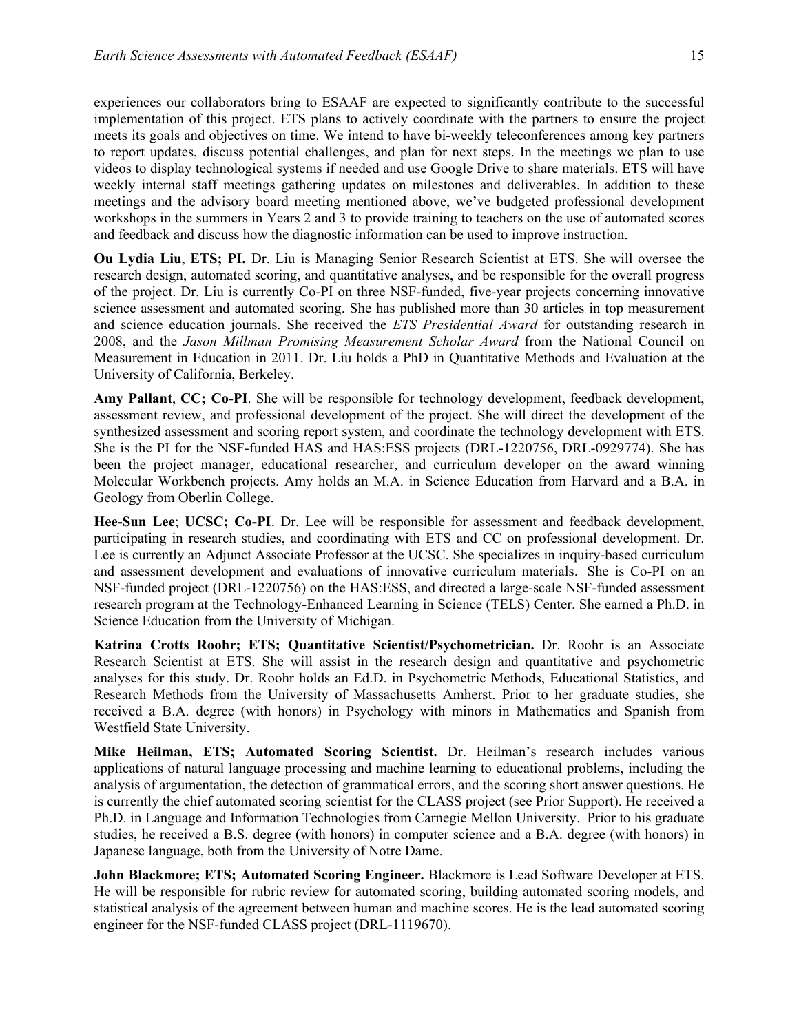experiences our collaborators bring to ESAAF are expected to significantly contribute to the successful implementation of this project. ETS plans to actively coordinate with the partners to ensure the project meets its goals and objectives on time. We intend to have bi-weekly teleconferences among key partners to report updates, discuss potential challenges, and plan for next steps. In the meetings we plan to use videos to display technological systems if needed and use Google Drive to share materials. ETS will have weekly internal staff meetings gathering updates on milestones and deliverables. In addition to these meetings and the advisory board meeting mentioned above, we've budgeted professional development workshops in the summers in Years 2 and 3 to provide training to teachers on the use of automated scores and feedback and discuss how the diagnostic information can be used to improve instruction.

**Ou Lydia Liu**, **ETS; PI.** Dr. Liu is Managing Senior Research Scientist at ETS. She will oversee the research design, automated scoring, and quantitative analyses, and be responsible for the overall progress of the project. Dr. Liu is currently Co-PI on three NSF-funded, five-year projects concerning innovative science assessment and automated scoring. She has published more than 30 articles in top measurement and science education journals. She received the *ETS Presidential Award* for outstanding research in 2008, and the *Jason Millman Promising Measurement Scholar Award* from the National Council on Measurement in Education in 2011. Dr. Liu holds a PhD in Quantitative Methods and Evaluation at the University of California, Berkeley.

**Amy Pallant**, **CC; Co-PI**. She will be responsible for technology development, feedback development, assessment review, and professional development of the project. She will direct the development of the synthesized assessment and scoring report system, and coordinate the technology development with ETS. She is the PI for the NSF-funded HAS and HAS:ESS projects (DRL-1220756, DRL-0929774). She has been the project manager, educational researcher, and curriculum developer on the award winning Molecular Workbench projects. Amy holds an M.A. in Science Education from Harvard and a B.A. in Geology from Oberlin College.

**Hee-Sun Lee**; **UCSC; Co-PI**. Dr. Lee will be responsible for assessment and feedback development, participating in research studies, and coordinating with ETS and CC on professional development. Dr. Lee is currently an Adjunct Associate Professor at the UCSC. She specializes in inquiry-based curriculum and assessment development and evaluations of innovative curriculum materials. She is Co-PI on an NSF-funded project (DRL-1220756) on the HAS:ESS, and directed a large-scale NSF-funded assessment research program at the Technology-Enhanced Learning in Science (TELS) Center. She earned a Ph.D. in Science Education from the University of Michigan.

**Katrina Crotts Roohr; ETS; Quantitative Scientist/Psychometrician.** Dr. Roohr is an Associate Research Scientist at ETS. She will assist in the research design and quantitative and psychometric analyses for this study. Dr. Roohr holds an Ed.D. in Psychometric Methods, Educational Statistics, and Research Methods from the University of Massachusetts Amherst. Prior to her graduate studies, she received a B.A. degree (with honors) in Psychology with minors in Mathematics and Spanish from Westfield State University.

**Mike Heilman, ETS; Automated Scoring Scientist.** Dr. Heilman's research includes various applications of natural language processing and machine learning to educational problems, including the analysis of argumentation, the detection of grammatical errors, and the scoring short answer questions. He is currently the chief automated scoring scientist for the CLASS project (see Prior Support). He received a Ph.D. in Language and Information Technologies from Carnegie Mellon University. Prior to his graduate studies, he received a B.S. degree (with honors) in computer science and a B.A. degree (with honors) in Japanese language, both from the University of Notre Dame.

**John Blackmore; ETS; Automated Scoring Engineer.** Blackmore is Lead Software Developer at ETS. He will be responsible for rubric review for automated scoring, building automated scoring models, and statistical analysis of the agreement between human and machine scores. He is the lead automated scoring engineer for the NSF-funded CLASS project (DRL-1119670).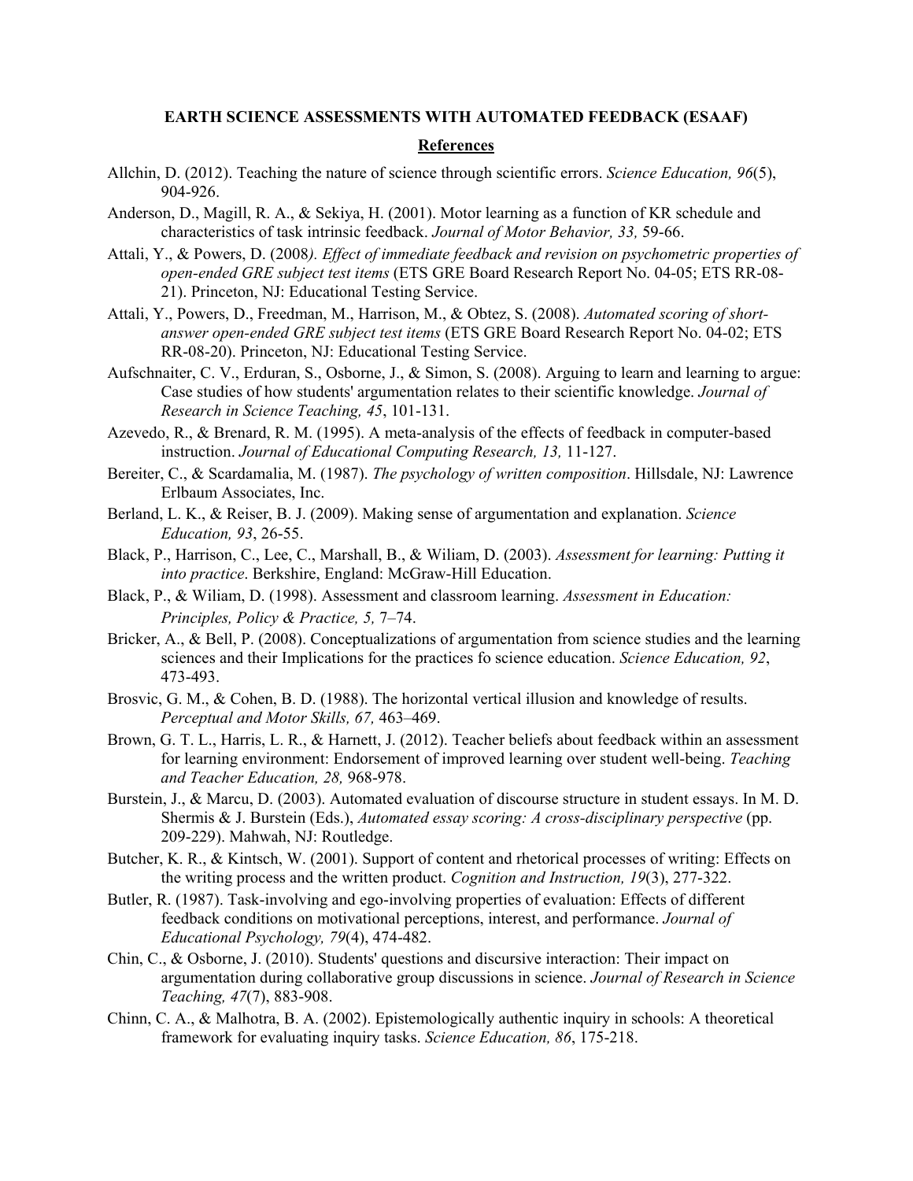**EARTH SCIENCE ASSESSMENTS WITH AUTOMATED FEEDBACK (ESAAF)**

## References

Allchin, D. (2012). Teaching the nature of science through scientific errors. *Science Education, 96*(5), 904-926.

Anderson, D., Magill, R. A., & Sekiya, H. (2001). Motor learning as a function of KR schedule and characteristics of task intrinsic feedback. *Journal of Motor Behavior, 33,* 59-66.

Attali, Y., & Powers, D. (2008*). Effect of immediate feedback and revision on psychometric properties of open-ended GRE subject test items* (ETS GRE Board Research Report No. 04-05; ETS RR-08-21). Princeton, NJ: Educational Testing Service.

Attali, Y., Powers, D., Freedman, M., Harrison, M., & Obtez, S. (2008). *Automated scoring of short-answer open-ended GRE subject test items* (ETS GRE Board Research Report No. 04-02; ETS RR-08-20). Princeton, NJ: Educational Testing Service.

Aufschnaiter, C. V., Erduran, S., Osborne, J., & Simon, S. (2008). Arguing to learn and learning to argue: Case studies of how students' argumentation relates to their scientific knowledge. *Journal of Research in Science Teaching, 45*, 101-131.

Azevedo, R., & Brenard, R. M. (1995). A meta-analysis of the effects of feedback in computer-based instruction. *Journal of Educational Computing Research, 13,* 11-127.

Bereiter, C., & Scardamalia, M. (1987). *The psychology of written composition*. Hillsdale, NJ: Lawrence Erlbaum Associates, Inc.

Berland, L. K., & Reiser, B. J. (2009). Making sense of argumentation and explanation. *Science Education, 93*, 26-55.

Black, P., Harrison, C., Lee, C., Marshall, B., & Wiliam, D. (2003). *Assessment for learning: Putting it into practice*. Berkshire, England: McGraw-Hill Education.

Black, P., & Wiliam, D. (1998). Assessment and classroom learning. *Assessment in Education: Principles, Policy & Practice, 5,* 7–74.

Bricker, A., & Bell, P. (2008). Conceptualizations of argumentation from science studies and the learning sciences and their Implications for the practices fo science education. *Science Education, 92*, 473-493.

Brosvic, G. M., & Cohen, B. D. (1988). The horizontal vertical illusion and knowledge of results. *Perceptual and Motor Skills, 67,* 463–469.

Brown, G. T. L., Harris, L. R., & Harnett, J. (2012). Teacher beliefs about feedback within an assessment for learning environment: Endorsement of improved learning over student well-being. *Teaching and Teacher Education, 28,* 968-978.

Burstein, J., & Marcu, D. (2003). Automated evaluation of discourse structure in student essays. In M. D. Shermis & J. Burstein (Eds.), *Automated essay scoring: A cross-disciplinary perspective* (pp. 209-229). Mahwah, NJ: Routledge.

Butcher, K. R., & Kintsch, W. (2001). Support of content and rhetorical processes of writing: Effects on the writing process and the written product. *Cognition and Instruction, 19*(3), 277-322.

Butler, R. (1987). Task-involving and ego-involving properties of evaluation: Effects of different feedback conditions on motivational perceptions, interest, and performance. *Journal of Educational Psychology, 79*(4), 474-482.

Chin, C., & Osborne, J. (2010). Students' questions and discursive interaction: Their impact on argumentation during collaborative group discussions in science. *Journal of Research in Science Teaching, 47*(7), 883-908.

Chinn, C. A., & Malhotra, B. A. (2002). Epistemologically authentic inquiry in schools: A theoretical framework for evaluating inquiry tasks. *Science Education, 86*, 175-218.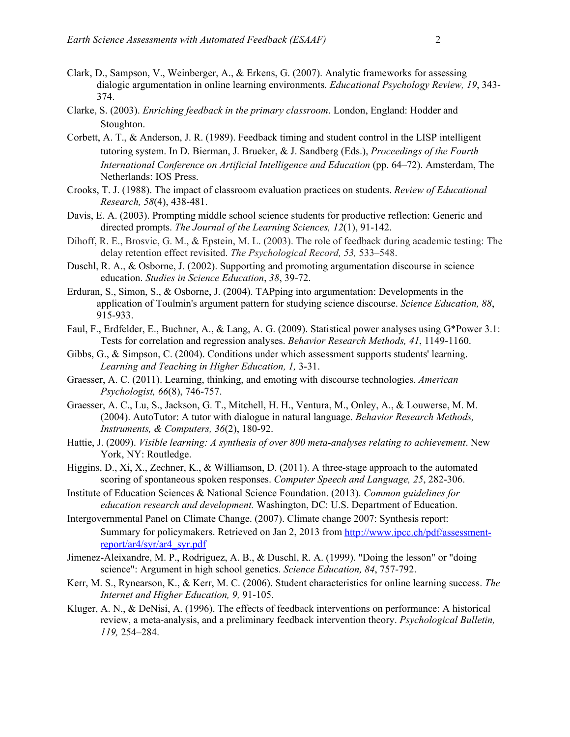Clark, D., Sampson, V., Weinberger, A., & Erkens, G. (2007). Analytic frameworks for assessing dialogic argumentation in online learning environments. *Educational Psychology Review, 19*, 343-374.

Clarke, S. (2003). *Enriching feedback in the primary classroom*. London, England: Hodder and Stoughton.

Corbett, A. T., & Anderson, J. R. (1989). Feedback timing and student control in the LISP intelligent tutoring system. In D. Bierman, J. Brueker, & J. Sandberg (Eds.), *Proceedings of the Fourth International Conference on Artificial Intelligence and Education* (pp. 64–72). Amsterdam, The Netherlands: IOS Press.

Crooks, T. J. (1988). The impact of classroom evaluation practices on students. *Review of Educational Research, 58*(4), 438-481.

Davis, E. A. (2003). Prompting middle school science students for productive reflection: Generic and directed prompts. *The Journal of the Learning Sciences, 12*(1), 91-142.

Dihoff, R. E., Brosvic, G. M., & Epstein, M. L. (2003). The role of feedback during academic testing: The delay retention effect revisited. *The Psychological Record, 53,* 533–548.

Duschl, R. A., & Osborne, J. (2002). Supporting and promoting argumentation discourse in science education. *Studies in Science Education*, *38*, 39-72.

Erduran, S., Simon, S., & Osborne, J. (2004). TAPping into argumentation: Developments in the application of Toulmin's argument pattern for studying science discourse. *Science Education, 88*, 915-933.

Faul, F., Erdfelder, E., Buchner, A., & Lang, A. G. (2009). Statistical power analyses using G*Power 3.1: Tests for correlation and regression analyses. *Behavior Research Methods, 41*, 1149-1160.

Gibbs, G., & Simpson, C. (2004). Conditions under which assessment supports students' learning. *Learning and Teaching in Higher Education, 1,* 3-31.

Graesser, A. C. (2011). Learning, thinking, and emoting with discourse technologies. *American Psychologist, 66*(8), 746-757.

Graesser, A. C., Lu, S., Jackson, G. T., Mitchell, H. H., Ventura, M., Onley, A., & Louwerse, M. M. (2004). AutoTutor: A tutor with dialogue in natural language. *Behavior Research Methods, Instruments, & Computers, 36*(2), 180-92.

Hattie, J. (2009). *Visible learning: A synthesis of over 800 meta-analyses relating to achievement*. New York, NY: Routledge.

Higgins, D., Xi, X., Zechner, K., & Williamson, D. (2011). A three-stage approach to the automated scoring of spontaneous spoken responses. *Computer Speech and Language, 25*, 282-306.

Institute of Education Sciences & National Science Foundation. (2013). *Common guidelines for education research and development.* Washington, DC: U.S. Department of Education.

Intergovernmental Panel on Climate Change. (2007). Climate change 2007: Synthesis report: Summary for policymakers. Retrieved on Jan 2, 2013 from http://www.ipcc.ch/pdf/assessment-report/ar4/syr/ar4_syr.pdf

Jimenez-Aleixandre, M. P., Rodriguez, A. B., & Duschl, R. A. (1999). "Doing the lesson" or "doing science": Argument in high school genetics. *Science Education, 84*, 757-792.

Kerr, M. S., Rynearson, K., & Kerr, M. C. (2006). Student characteristics for online learning success. *The Internet and Higher Education, 9,* 91-105.

Kluger, A. N., & DeNisi, A. (1996). The effects of feedback interventions on performance: A historical review, a meta-analysis, and a preliminary feedback intervention theory. *Psychological Bulletin, 119,* 254–284.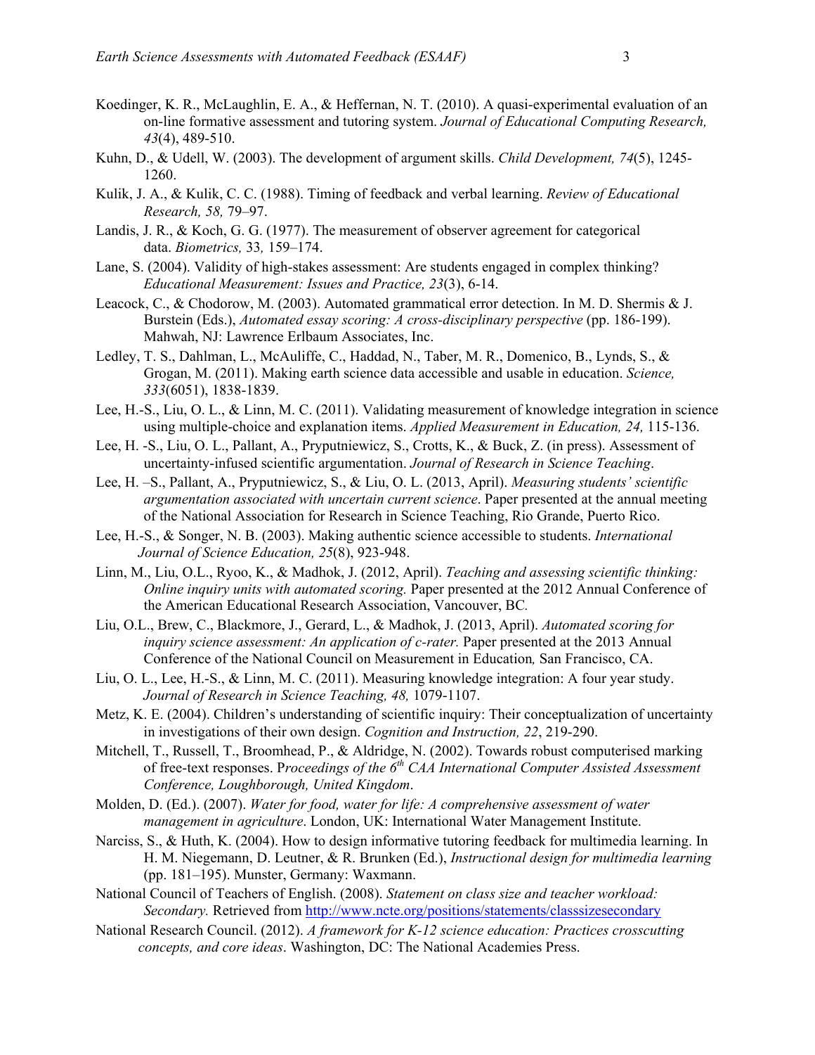Koedinger, K. R., McLaughlin, E. A., & Heffernan, N. T. (2010). A quasi-experimental evaluation of an on-line formative assessment and tutoring system. *Journal of Educational Computing Research, 43*(4), 489-510.

Kuhn, D., & Udell, W. (2003). The development of argument skills. *Child Development, 74*(5), 1245-1260.

Kulik, J. A., & Kulik, C. C. (1988). Timing of feedback and verbal learning. *Review of Educational Research, 58,* 79–97.

Landis, J. R., & Koch, G. G. (1977). The measurement of observer agreement for categorical data. *Biometrics,* 33*,* 159–174.

Lane, S. (2004). Validity of high-stakes assessment: Are students engaged in complex thinking? *Educational Measurement: Issues and Practice, 23*(3), 6-14.

Leacock, C., & Chodorow, M. (2003). Automated grammatical error detection. In M. D. Shermis & J. Burstein (Eds.), *Automated essay scoring: A cross-disciplinary perspective* (pp. 186-199). Mahwah, NJ: Lawrence Erlbaum Associates, Inc.

Ledley, T. S., Dahlman, L., McAuliffe, C., Haddad, N., Taber, M. R., Domenico, B., Lynds, S., & Grogan, M. (2011). Making earth science data accessible and usable in education. *Science, 333*(6051), 1838-1839.

Lee, H.-S., Liu, O. L., & Linn, M. C. (2011). Validating measurement of knowledge integration in science using multiple-choice and explanation items. *Applied Measurement in Education, 24,* 115-136.

Lee, H. -S., Liu, O. L., Pallant, A., Pryputniewicz, S., Crotts, K., & Buck, Z. (in press). Assessment of uncertainty-infused scientific argumentation. *Journal of Research in Science Teaching*.

Lee, H. –S., Pallant, A., Pryputniewicz, S., & Liu, O. L. (2013, April). *Measuring students' scientific argumentation associated with uncertain current science*. Paper presented at the annual meeting of the National Association for Research in Science Teaching, Rio Grande, Puerto Rico.

Lee, H.-S., & Songer, N. B. (2003). Making authentic science accessible to students. *International Journal of Science Education, 25*(8), 923-948.

Linn, M., Liu, O.L., Ryoo, K., & Madhok, J. (2012, April). *Teaching and assessing scientific thinking: Online inquiry units with automated scoring.* Paper presented at the 2012 Annual Conference of the American Educational Research Association, Vancouver, BC.

Liu, O.L., Brew, C., Blackmore, J., Gerard, L., & Madhok, J. (2013, April). *Automated scoring for inquiry science assessment: An application of c-rater.* Paper presented at the 2013 Annual Conference of the National Council on Measurement in Education*,* San Francisco, CA.

Liu, O. L., Lee, H.-S., & Linn, M. C. (2011). Measuring knowledge integration: A four year study. *Journal of Research in Science Teaching, 48,* 1079-1107.

Metz, K. E. (2004). Children's understanding of scientific inquiry: Their conceptualization of uncertainty in investigations of their own design. *Cognition and Instruction, 22*, 219-290.

Mitchell, T., Russell, T., Broomhead, P., & Aldridge, N. (2002). Towards robust computerised marking of free-text responses. P*roceedings of the 6th CAA International Computer Assisted Assessment Conference, Loughborough, United Kingdom*.

Molden, D. (Ed.). (2007). *Water for food, water for life: A comprehensive assessment of water management in agriculture*. London, UK: International Water Management Institute.

Narciss, S., & Huth, K. (2004). How to design informative tutoring feedback for multimedia learning. In H. M. Niegemann, D. Leutner, & R. Brunken (Ed.), *Instructional design for multimedia learning* (pp. 181–195). Munster, Germany: Waxmann.

National Council of Teachers of English. (2008). *Statement on class size and teacher workload: Secondary.* Retrieved from http://www.ncte.org/positions/statements/classsizesecondary

National Research Council. (2012). *A framework for K-12 science education: Practices crosscutting concepts, and core ideas*. Washington, DC: The National Academies Press.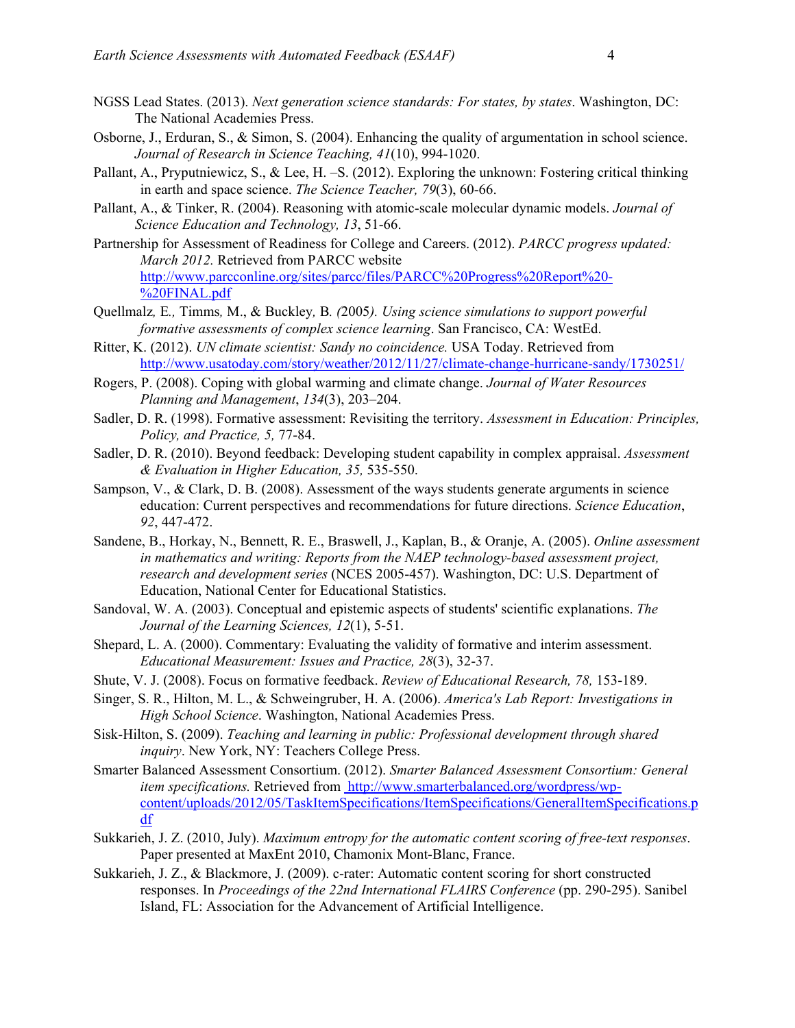NGSS Lead States. (2013). *Next generation science standards: For states, by states*. Washington, DC: The National Academies Press.

Osborne, J., Erduran, S., & Simon, S. (2004). Enhancing the quality of argumentation in school science. *Journal of Research in Science Teaching, 41*(10), 994-1020.

Pallant, A., Pryputniewicz, S., & Lee, H. –S. (2012). Exploring the unknown: Fostering critical thinking in earth and space science. *The Science Teacher, 79*(3), 60-66.

Pallant, A., & Tinker, R. (2004). Reasoning with atomic-scale molecular dynamic models. *Journal of Science Education and Technology, 13*, 51-66.

Partnership for Assessment of Readiness for College and Careers. (2012). *PARCC progress updated: March 2012.* Retrieved from PARCC website http://www.parcconline.org/sites/parcc/files/PARCC%20Progress%20Report%20-%20FINAL.pdf

Quellmalz, E., Timms, M., & Buckley, B. (2005). *Using science simulations to support powerful formative assessments of complex science learning*. San Francisco, CA: WestEd.

Ritter, K. (2012). *UN climate scientist: Sandy no coincidence.* USA Today. Retrieved from http://www.usatoday.com/story/weather/2012/11/27/climate-change-hurricane-sandy/1730251/

Rogers, P. (2008). Coping with global warming and climate change. *Journal of Water Resources Planning and Management*, *134*(3), 203–204.

Sadler, D. R. (1998). Formative assessment: Revisiting the territory. *Assessment in Education: Principles, Policy, and Practice, 5,* 77-84.

Sadler, D. R. (2010). Beyond feedback: Developing student capability in complex appraisal. *Assessment & Evaluation in Higher Education, 35,* 535-550.

Sampson, V., & Clark, D. B. (2008). Assessment of the ways students generate arguments in science education: Current perspectives and recommendations for future directions. *Science Education*, *92*, 447-472.

Sandene, B., Horkay, N., Bennett, R. E., Braswell, J., Kaplan, B., & Oranje, A. (2005). *Online assessment in mathematics and writing: Reports from the NAEP technology-based assessment project, research and development series* (NCES 2005-457). Washington, DC: U.S. Department of Education, National Center for Educational Statistics.

Sandoval, W. A. (2003). Conceptual and epistemic aspects of students' scientific explanations. *The Journal of the Learning Sciences, 12*(1), 5-51.

Shepard, L. A. (2000). Commentary: Evaluating the validity of formative and interim assessment. *Educational Measurement: Issues and Practice, 28*(3), 32-37.

Shute, V. J. (2008). Focus on formative feedback. *Review of Educational Research, 78,* 153-189.

Singer, S. R., Hilton, M. L., & Schweingruber, H. A. (2006). *America's Lab Report: Investigations in High School Science*. Washington, National Academies Press.

Sisk-Hilton, S. (2009). *Teaching and learning in public: Professional development through shared inquiry*. New York, NY: Teachers College Press.

Smarter Balanced Assessment Consortium. (2012). *Smarter Balanced Assessment Consortium: General item specifications.* Retrieved from http://www.smarterbalanced.org/wordpress/wp-content/uploads/2012/05/TaskItemSpecifications/ItemSpecifications/GeneralItemSpecifications.pdf

Sukkarieh, J. Z. (2010, July). *Maximum entropy for the automatic content scoring of free-text responses*. Paper presented at MaxEnt 2010, Chamonix Mont-Blanc, France.

Sukkarieh, J. Z., & Blackmore, J. (2009). c-rater: Automatic content scoring for short constructed responses. In *Proceedings of the 22nd International FLAIRS Conference* (pp. 290-295). Sanibel Island, FL: Association for the Advancement of Artificial Intelligence.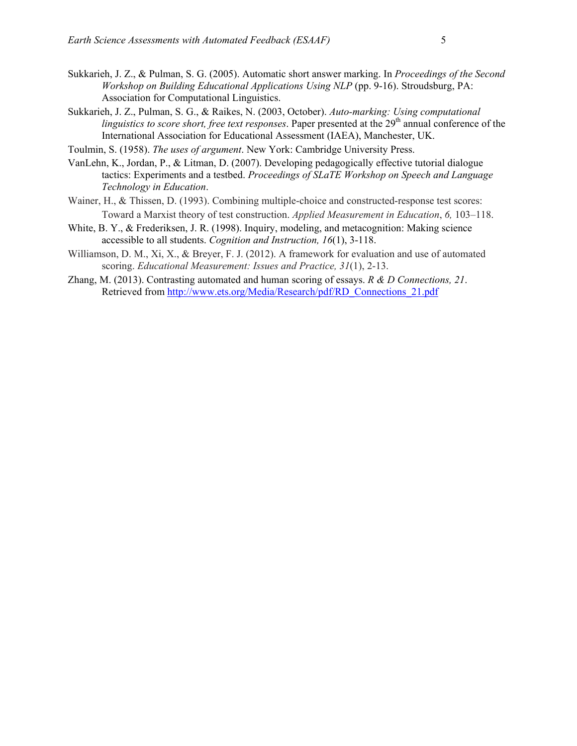Sukkarieh, J. Z., & Pulman, S. G. (2005). Automatic short answer marking. In *Proceedings of the Second Workshop on Building Educational Applications Using NLP* (pp. 9-16). Stroudsburg, PA: Association for Computational Linguistics.

Sukkarieh, J. Z., Pulman, S. G., & Raikes, N. (2003, October). *Auto-marking: Using computational linguistics to score short, free text responses*. Paper presented at the 29th annual conference of the International Association for Educational Assessment (IAEA), Manchester, UK.

Toulmin, S. (1958). *The uses of argument*. New York: Cambridge University Press.

VanLehn, K., Jordan, P., & Litman, D. (2007). Developing pedagogically effective tutorial dialogue tactics: Experiments and a testbed. *Proceedings of SLaTE Workshop on Speech and Language Technology in Education*.

Wainer, H., & Thissen, D. (1993). Combining multiple-choice and constructed-response test scores: Toward a Marxist theory of test construction. *Applied Measurement in Education*, *6,* 103–118.

White, B. Y., & Frederiksen, J. R. (1998). Inquiry, modeling, and metacognition: Making science accessible to all students. *Cognition and Instruction, 16*(1), 3-118.

Williamson, D. M., Xi, X., & Breyer, F. J. (2012). A framework for evaluation and use of automated scoring. *Educational Measurement: Issues and Practice, 31*(1), 2-13.

Zhang, M. (2013). Contrasting automated and human scoring of essays. *R & D Connections, 21*. Retrieved from http://www.ets.org/Media/Research/pdf/RD_Connections_21.pdf